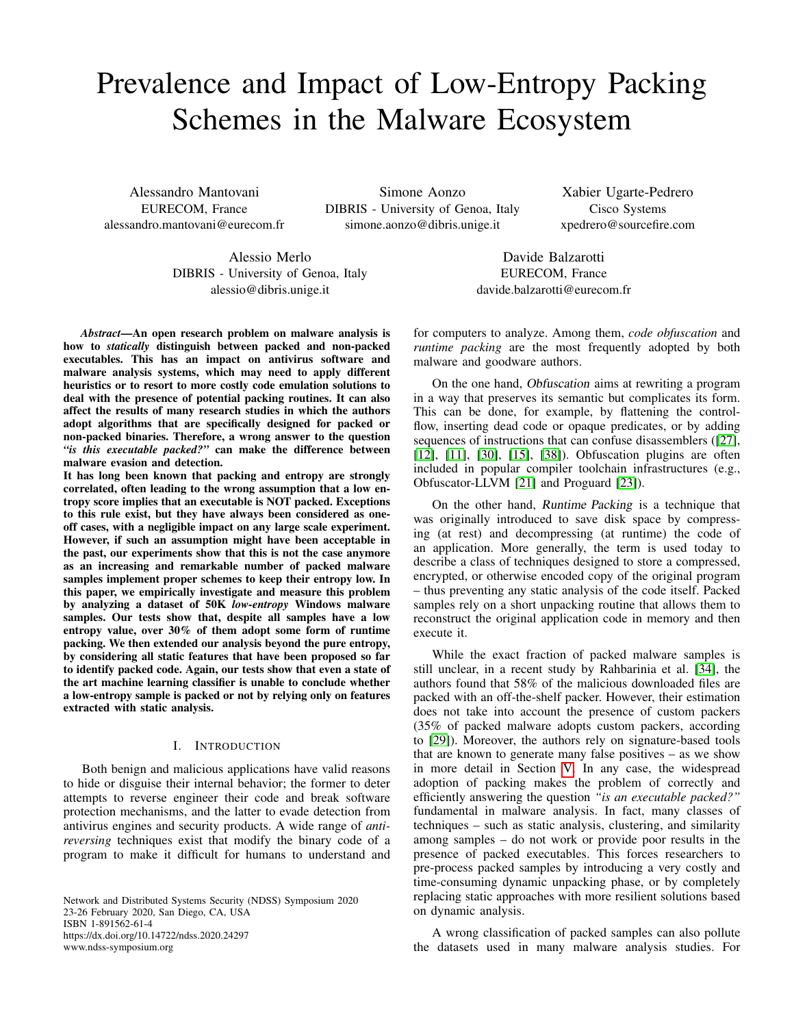# Prevalence and Impact of Low-Entropy Packing Schemes in the Malware Ecosystem

Alessandro Mantovani
EURECOM, France
alessandro.mantovani@eurecom.fr

Simone Aonzo
DIBRIS - University of Genoa, Italy
simone.aonzo@dibris.unige.it

Xabier Ugarte-Pedrero
Cisco Systems
xpedrero@sourcefire.com

Alessio Merlo
DIBRIS - University of Genoa, Italy
alessio@dibris.unige.it

Davide Balzarotti
EURECOM, France
davide.balzarotti@eurecom.fr

***Abstract*—An open research problem on malware analysis is how to *statically* distinguish between packed and non-packed executables. This has an impact on antivirus software and malware analysis systems, which may need to apply different heuristics or to resort to more costly code emulation solutions to deal with the presence of potential packing routines. It can also affect the results of many research studies in which the authors adopt algorithms that are specifically designed for packed or non-packed binaries. Therefore, a wrong answer to the question *"is this executable packed?"* can make the difference between malware evasion and detection.**

**It has long been known that packing and entropy are strongly correlated, often leading to the wrong assumption that a low entropy score implies that an executable is NOT packed. Exceptions to this rule exist, but they have always been considered as one-off cases, with a negligible impact on any large scale experiment. However, if such an assumption might have been acceptable in the past, our experiments show that this is not the case anymore as an increasing and remarkable number of packed malware samples implement proper schemes to keep their entropy low. In this paper, we empirically investigate and measure this problem by analyzing a dataset of 50K *low-entropy* Windows malware samples. Our tests show that, despite all samples have a low entropy value, over 30% of them adopt some form of runtime packing. We then extended our analysis beyond the pure entropy, by considering all static features that have been proposed so far to identify packed code. Again, our tests show that even a state of the art machine learning classifier is unable to conclude whether a low-entropy sample is packed or not by relying only on features extracted with static analysis.**

## I. Introduction

Both benign and malicious applications have valid reasons to hide or disguise their internal behavior; the former to deter attempts to reverse engineer their code and break software protection mechanisms, and the latter to evade detection from antivirus engines and security products. A wide range of *anti-reversing* techniques exist that modify the binary code of a program to make it difficult for humans to understand and for computers to analyze. Among them, *code obfuscation* and *runtime packing* are the most frequently adopted by both malware and goodware authors.

On the one hand, *Obfuscation* aims at rewriting a program in a way that preserves its semantic but complicates its form. This can be done, for example, by flattening the control-flow, inserting dead code or opaque predicates, or by adding sequences of instructions that can confuse disassemblers ([27], [12], [11], [30], [15], [38]). Obfuscation plugins are often included in popular compiler toolchain infrastructures (e.g., Obfuscator-LLVM [21] and Proguard [23]).

On the other hand, *Runtime Packing* is a technique that was originally introduced to save disk space by compressing (at rest) and decompressing (at runtime) the code of an application. More generally, the term is used today to describe a class of techniques designed to store a compressed, encrypted, or otherwise encoded copy of the original program – thus preventing any static analysis of the code itself. Packed samples rely on a short unpacking routine that allows them to reconstruct the original application code in memory and then execute it.

While the exact fraction of packed malware samples is still unclear, in a recent study by Rahbarinia et al. [34], the authors found that 58% of the malicious downloaded files are packed with an off-the-shelf packer. However, their estimation does not take into account the presence of custom packers (35% of packed malware adopts custom packers, according to [29]). Moreover, the authors rely on signature-based tools that are known to generate many false positives – as we show in more detail in Section V. In any case, the widespread adoption of packing makes the problem of correctly and efficiently answering the question *"is an executable packed?"* fundamental in malware analysis. In fact, many classes of techniques – such as static analysis, clustering, and similarity among samples – do not work or provide poor results in the presence of packed executables. This forces researchers to pre-process packed samples by introducing a very costly and time-consuming dynamic unpacking phase, or by completely replacing static approaches with more resilient solutions based on dynamic analysis.

A wrong classification of packed samples can also pollute the datasets used in many malware analysis studies. For

Network and Distributed Systems Security (NDSS) Symposium 2020
23-26 February 2020, San Diego, CA, USA
ISBN 1-891562-61-4
https://dx.doi.org/10.14722/ndss.2020.24297
www.ndss-symposium.org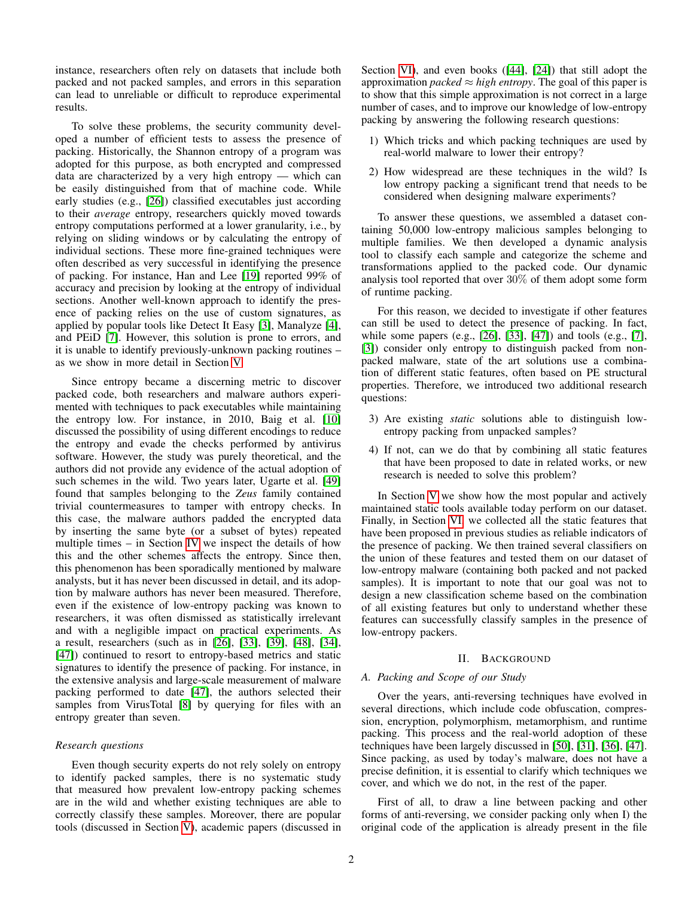instance, researchers often rely on datasets that include both packed and not packed samples, and errors in this separation can lead to unreliable or difficult to reproduce experimental results.

To solve these problems, the security community developed a number of efficient tests to assess the presence of packing. Historically, the Shannon entropy of a program was adopted for this purpose, as both encrypted and compressed data are characterized by a very high entropy — which can be easily distinguished from that of machine code. While early studies (e.g., [26]) classified executables just according to their *average* entropy, researchers quickly moved towards entropy computations performed at a lower granularity, i.e., by relying on sliding windows or by calculating the entropy of individual sections. These more fine-grained techniques were often described as very successful in identifying the presence of packing. For instance, Han and Lee [19] reported 99% of accuracy and precision by looking at the entropy of individual sections. Another well-known approach to identify the presence of packing relies on the use of custom signatures, as applied by popular tools like Detect It Easy [3], Manalyze [4], and PEiD [7]. However, this solution is prone to errors, and it is unable to identify previously-unknown packing routines – as we show in more detail in Section V.

Since entropy became a discerning metric to discover packed code, both researchers and malware authors experimented with techniques to pack executables while maintaining the entropy low. For instance, in 2010, Baig et al. [10] discussed the possibility of using different encodings to reduce the entropy and evade the checks performed by antivirus software. However, the study was purely theoretical, and the authors did not provide any evidence of the actual adoption of such schemes in the wild. Two years later, Ugarte et al. [49] found that samples belonging to the *Zeus* family contained trivial countermeasures to tamper with entropy checks. In this case, the malware authors padded the encrypted data by inserting the same byte (or a subset of bytes) repeated multiple times – in Section IV we inspect the details of how this and the other schemes affects the entropy. Since then, this phenomenon has been sporadically mentioned by malware analysts, but it has never been discussed in detail, and its adoption by malware authors has never been measured. Therefore, even if the existence of low-entropy packing was known to researchers, it was often dismissed as statistically irrelevant and with a negligible impact on practical experiments. As a result, researchers (such as in [26], [33], [39], [48], [34], [47]) continued to resort to entropy-based metrics and static signatures to identify the presence of packing. For instance, in the extensive analysis and large-scale measurement of malware packing performed to date [47], the authors selected their samples from VirusTotal [8] by querying for files with an entropy greater than seven.

### Research questions

Even though security experts do not rely solely on entropy to identify packed samples, there is no systematic study that measured how prevalent low-entropy packing schemes are in the wild and whether existing techniques are able to correctly classify these samples. Moreover, there are popular tools (discussed in Section V), academic papers (discussed in Section VI), and even books ([44], [24]) that still adopt the approximation *packed ≈ high entropy*. The goal of this paper is to show that this simple approximation is not correct in a large number of cases, and to improve our knowledge of low-entropy packing by answering the following research questions:

1) Which tricks and which packing techniques are used by real-world malware to lower their entropy?
2) How widespread are these techniques in the wild? Is low entropy packing a significant trend that needs to be considered when designing malware experiments?

To answer these questions, we assembled a dataset containing 50,000 low-entropy malicious samples belonging to multiple families. We then developed a dynamic analysis tool to classify each sample and categorize the scheme and transformations applied to the packed code. Our dynamic analysis tool reported that over 30% of them adopt some form of runtime packing.

For this reason, we decided to investigate if other features can still be used to detect the presence of packing. In fact, while some papers (e.g., [26], [33], [47]) and tools (e.g., [7], [3]) consider only entropy to distinguish packed from non-packed malware, state of the art solutions use a combination of different static features, often based on PE structural properties. Therefore, we introduced two additional research questions:

3) Are existing *static* solutions able to distinguish low-entropy packing from unpacked samples?
4) If not, can we do that by combining all static features that have been proposed to date in related works, or new research is needed to solve this problem?

In Section V we show how the most popular and actively maintained static tools available today perform on our dataset. Finally, in Section VI, we collected all the static features that have been proposed in previous studies as reliable indicators of the presence of packing. We then trained several classifiers on the union of these features and tested them on our dataset of low-entropy malware (containing both packed and not packed samples). It is important to note that our goal was not to design a new classification scheme based on the combination of all existing features but only to understand whether these features can successfully classify samples in the presence of low-entropy packers.

## II. Background

### A. Packing and Scope of our Study

Over the years, anti-reversing techniques have evolved in several directions, which include code obfuscation, compression, encryption, polymorphism, metamorphism, and runtime packing. This process and the real-world adoption of these techniques have been largely discussed in [50], [31], [36], [47]. Since packing, as used by today's malware, does not have a precise definition, it is essential to clarify which techniques we cover, and which we do not, in the rest of the paper.

First of all, to draw a line between packing and other forms of anti-reversing, we consider packing only when I) the original code of the application is already present in the file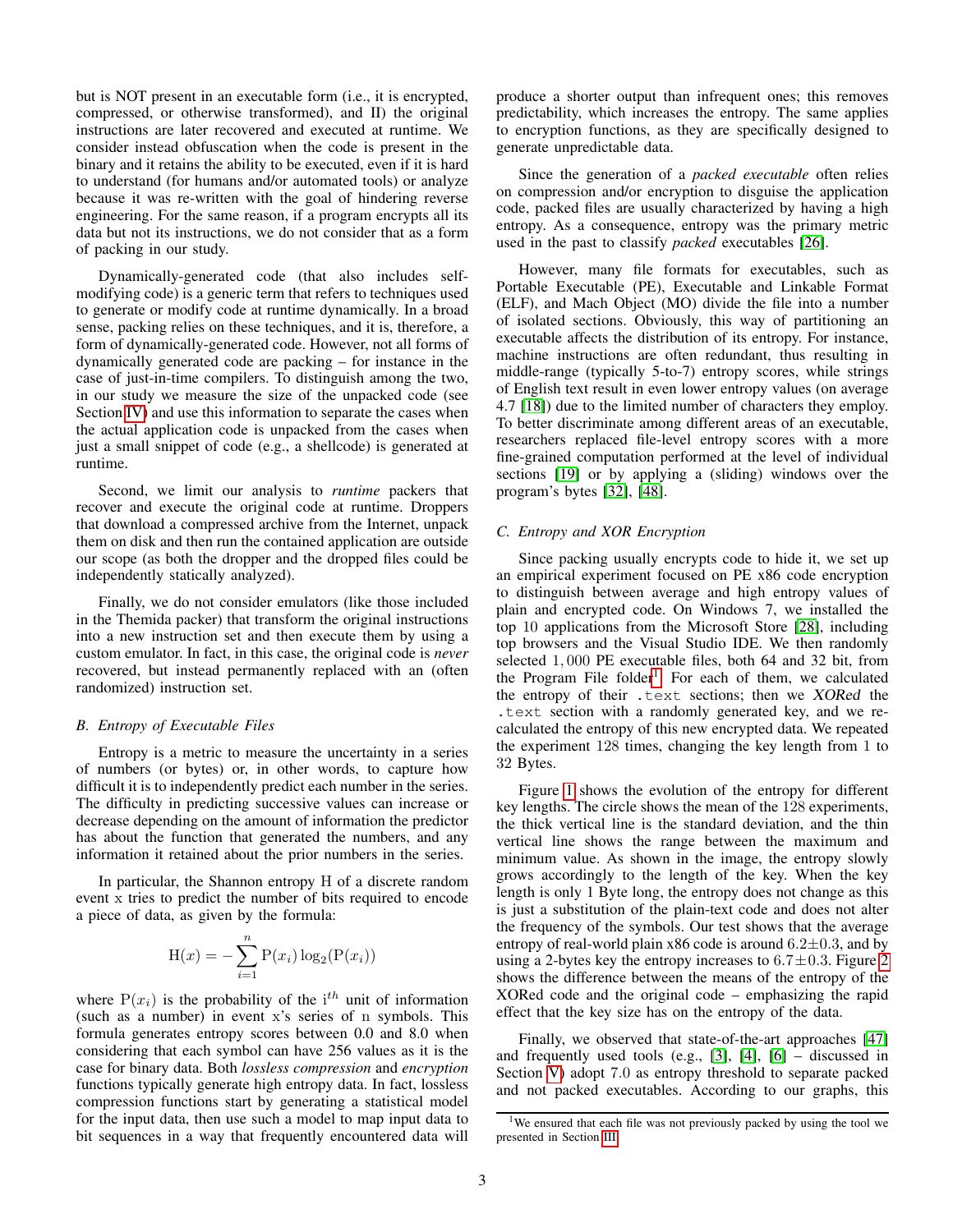but is NOT present in an executable form (i.e., it is encrypted, compressed, or otherwise transformed), and II) the original instructions are later recovered and executed at runtime. We consider instead obfuscation when the code is present in the binary and it retains the ability to be executed, even if it is hard to understand (for humans and/or automated tools) or analyze because it was re-written with the goal of hindering reverse engineering. For the same reason, if a program encrypts all its data but not its instructions, we do not consider that as a form of packing in our study.

Dynamically-generated code (that also includes self-modifying code) is a generic term that refers to techniques used to generate or modify code at runtime dynamically. In a broad sense, packing relies on these techniques, and it is, therefore, a form of dynamically-generated code. However, not all forms of dynamically generated code are packing – for instance in the case of just-in-time compilers. To distinguish among the two, in our study we measure the size of the unpacked code (see Section IV) and use this information to separate the cases when the actual application code is unpacked from the cases when just a small snippet of code (e.g., a shellcode) is generated at runtime.

Second, we limit our analysis to *runtime* packers that recover and execute the original code at runtime. Droppers that download a compressed archive from the Internet, unpack them on disk and then run the contained application are outside our scope (as both the dropper and the dropped files could be independently statically analyzed).

Finally, we do not consider emulators (like those included in the Themida packer) that transform the original instructions into a new instruction set and then execute them by using a custom emulator. In fact, in this case, the original code is *never* recovered, but instead permanently replaced with an (often randomized) instruction set.

### B. Entropy of Executable Files

Entropy is a metric to measure the uncertainty in a series of numbers (or bytes) or, in other words, to capture how difficult it is to independently predict each number in the series. The difficulty in predicting successive values can increase or decrease depending on the amount of information the predictor has about the function that generated the numbers, and any information it retained about the prior numbers in the series.

In particular, the Shannon entropy H of a discrete random event x tries to predict the number of bits required to encode a piece of data, as given by the formula:

$$\mathrm{H}(x) = -\sum_{i=1}^{n} \mathrm{P}(x_i)\log_2(\mathrm{P}(x_i))$$

where $\mathrm{P}(x_i)$ is the probability of the $\mathrm{i}^{th}$ unit of information (such as a number) in event x's series of n symbols. This formula generates entropy scores between 0.0 and 8.0 when considering that each symbol can have 256 values as it is the case for binary data. Both *lossless compression* and *encryption* functions typically generate high entropy data. In fact, lossless compression functions start by generating a statistical model for the input data, then use such a model to map input data to bit sequences in a way that frequently encountered data will produce a shorter output than infrequent ones; this removes predictability, which increases the entropy. The same applies to encryption functions, as they are specifically designed to generate unpredictable data.

Since the generation of a *packed executable* often relies on compression and/or encryption to disguise the application code, packed files are usually characterized by having a high entropy. As a consequence, entropy was the primary metric used in the past to classify *packed* executables [26].

However, many file formats for executables, such as Portable Executable (PE), Executable and Linkable Format (ELF), and Mach Object (MO) divide the file into a number of isolated sections. Obviously, this way of partitioning an executable affects the distribution of its entropy. For instance, machine instructions are often redundant, thus resulting in middle-range (typically 5-to-7) entropy scores, while strings of English text result in even lower entropy values (on average 4.7 [18]) due to the limited number of characters they employ. To better discriminate among different areas of an executable, researchers replaced file-level entropy scores with a more fine-grained computation performed at the level of individual sections [19] or by applying a (sliding) windows over the program's bytes [32], [48].

### C. Entropy and XOR Encryption

Since packing usually encrypts code to hide it, we set up an empirical experiment focused on PE x86 code encryption to distinguish between average and high entropy values of plain and encrypted code. On Windows 7, we installed the top 10 applications from the Microsoft Store [28], including top browsers and the Visual Studio IDE. We then randomly selected 1,000 PE executable files, both 64 and 32 bit, from the Program File folder[1]. For each of them, we calculated the entropy of their `.text` sections; then we *XORed* the `.text` section with a randomly generated key, and we re-calculated the entropy of this new encrypted data. We repeated the experiment 128 times, changing the key length from 1 to 32 Bytes.

Figure 1 shows the evolution of the entropy for different key lengths. The circle shows the mean of the 128 experiments, the thick vertical line is the standard deviation, and the thin vertical line shows the range between the maximum and minimum value. As shown in the image, the entropy slowly grows accordingly to the length of the key. When the key length is only 1 Byte long, the entropy does not change as this is just a substitution of the plain-text code and does not alter the frequency of the symbols. Our test shows that the average entropy of real-world plain x86 code is around 6.2±0.3, and by using a 2-bytes key the entropy increases to 6.7±0.3. Figure 2 shows the difference between the means of the entropy of the XORed code and the original code – emphasizing the rapid effect that the key size has on the entropy of the data.

Finally, we observed that state-of-the-art approaches [47] and frequently used tools (e.g., [3], [4], [6] – discussed in Section V) adopt 7.0 as entropy threshold to separate packed and not packed executables. According to our graphs, this

[1] We ensured that each file was not previously packed by using the tool we presented in Section III.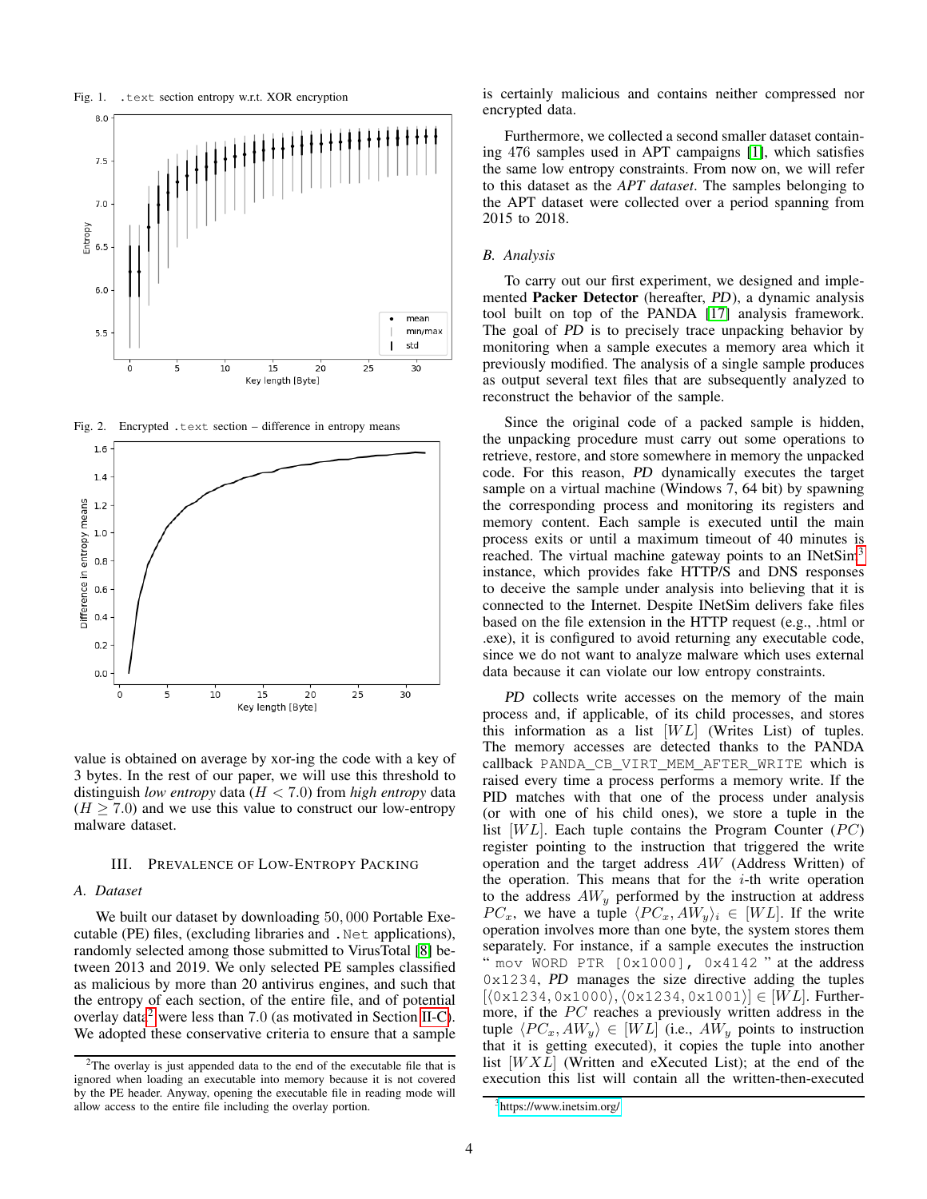Fig. 1. `.text` section entropy w.r.t. XOR encryption

Fig. 2. Encrypted `.text` section – difference in entropy means

value is obtained on average by xor-ing the code with a key of 3 bytes. In the rest of our paper, we will use this threshold to distinguish *low entropy* data ($H < 7.0$) from *high entropy* data ($H \geq 7.0$) and we use this value to construct our low-entropy malware dataset.

## III. Prevalence of Low-Entropy Packing

### A. Dataset

We built our dataset by downloading $50,000$ Portable Executable (PE) files, (excluding libraries and `.Net` applications), randomly selected among those submitted to VirusTotal [8] between 2013 and 2019. We only selected PE samples classified as malicious by more than 20 antivirus engines, and such that the entropy of each section, of the entire file, and of potential overlay data[2] were less than 7.0 (as motivated in Section II-C). We adopted these conservative criteria to ensure that a sample is certainly malicious and contains neither compressed nor encrypted data.

Furthermore, we collected a second smaller dataset containing 476 samples used in APT campaigns [1], which satisfies the same low entropy constraints. From now on, we will refer to this dataset as the *APT dataset*. The samples belonging to the APT dataset were collected over a period spanning from 2015 to 2018.

### B. Analysis

To carry out our first experiment, we designed and implemented **Packer Detector** (hereafter, *PD*), a dynamic analysis tool built on top of the PANDA [17] analysis framework. The goal of *PD* is to precisely trace unpacking behavior by monitoring when a sample executes a memory area which it previously modified. The analysis of a single sample produces as output several text files that are subsequently analyzed to reconstruct the behavior of the sample.

Since the original code of a packed sample is hidden, the unpacking procedure must carry out some operations to retrieve, restore, and store somewhere in memory the unpacked code. For this reason, *PD* dynamically executes the target sample on a virtual machine (Windows 7, 64 bit) by spawning the corresponding process and monitoring its registers and memory content. Each sample is executed until the main process exits or until a maximum timeout of 40 minutes is reached. The virtual machine gateway points to an INetSim[3] instance, which provides fake HTTP/S and DNS responses to deceive the sample under analysis into believing that it is connected to the Internet. Despite INetSim delivers fake files based on the file extension in the HTTP request (e.g., .html or .exe), it is configured to avoid returning any executable code, since we do not want to analyze malware which uses external data because it can violate our low entropy constraints.

*PD* collects write accesses on the memory of the main process and, if applicable, of its child processes, and stores this information as a list $[WL]$ (Writes List) of tuples. The memory accesses are detected thanks to the PANDA callback `PANDA_CB_VIRT_MEM_AFTER_WRITE` which is raised every time a process performs a memory write. If the PID matches with that one of the process under analysis (or with one of his child ones), we store a tuple in the list $[WL]$. Each tuple contains the Program Counter ($PC$) register pointing to the instruction that triggered the write operation and the target address $AW$ (Address Written) of the operation. This means that for the $i$-th write operation to the address $AW_y$ performed by the instruction at address $PC_x$, we have a tuple $\langle PC_x, AW_y \rangle_i \in [WL]$. If the write operation involves more than one byte, the system stores them separately. For instance, if a sample executes the instruction "`mov WORD PTR [0x1000], 0x4142`" at the address `0x1234`, *PD* manages the size directive adding the tuples $[\langle \texttt{0x1234}, \texttt{0x1000} \rangle, \langle \texttt{0x1234}, \texttt{0x1001} \rangle] \in [WL]$. Furthermore, if the $PC$ reaches a previously written address in the tuple $\langle PC_x, AW_y \rangle \in [WL]$ (i.e., $AW_y$ points to instruction that it is getting executed), it copies the tuple into another list $[WXL]$ (Written and eXecuted List); at the end of the execution this list will contain all the written-then-executed

[2] The overlay is just appended data to the end of the executable file that is ignored when loading an executable into memory because it is not covered by the PE header. Anyway, opening the executable file in reading mode will allow access to the entire file including the overlay portion.

[3] https://www.inetsim.org/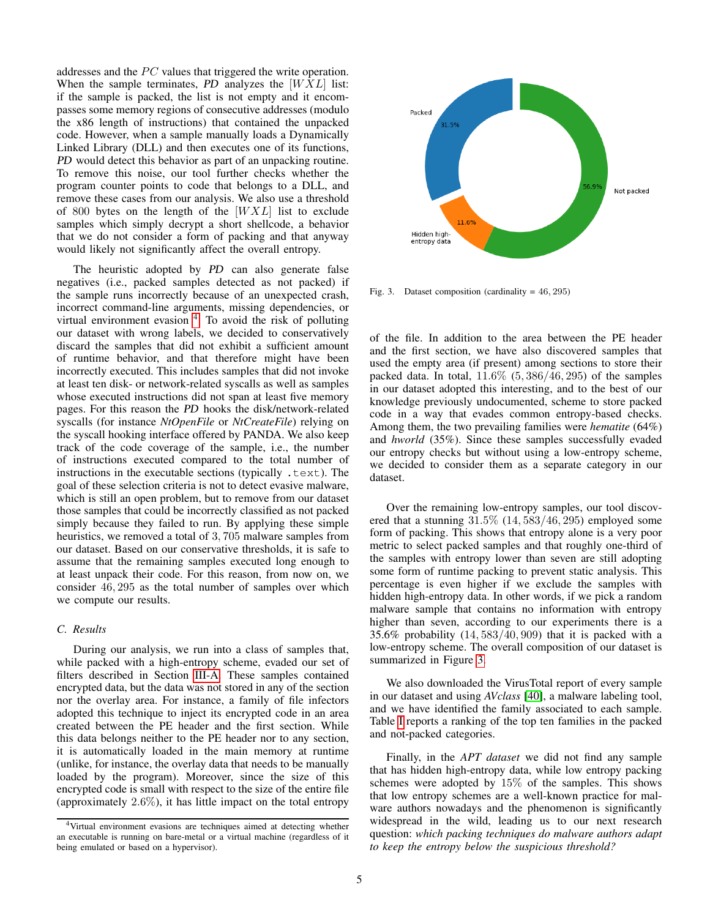addresses and the $PC$ values that triggered the write operation. When the sample terminates, ***PD*** analyzes the $[WXL]$ list: if the sample is packed, the list is not empty and it encompasses some memory regions of consecutive addresses (modulo the x86 length of instructions) that contained the unpacked code. However, when a sample manually loads a Dynamically Linked Library (DLL) and then executes one of its functions, ***PD*** would detect this behavior as part of an unpacking routine. To remove this noise, our tool further checks whether the program counter points to code that belongs to a DLL, and remove these cases from our analysis. We also use a threshold of 800 bytes on the length of the $[WXL]$ list to exclude samples which simply decrypt a short shellcode, a behavior that we do not consider a form of packing and that anyway would likely not significantly affect the overall entropy.

The heuristic adopted by ***PD*** can also generate false negatives (i.e., packed samples detected as not packed) if the sample runs incorrectly because of an unexpected crash, incorrect command-line arguments, missing dependencies, or virtual environment evasion [4]. To avoid the risk of polluting our dataset with wrong labels, we decided to conservatively discard the samples that did not exhibit a sufficient amount of runtime behavior, and that therefore might have been incorrectly executed. This includes samples that did not invoke at least ten disk- or network-related syscalls as well as samples whose executed instructions did not span at least five memory pages. For this reason the ***PD*** hooks the disk/network-related syscalls (for instance *NtOpenFile* or *NtCreateFile*) relying on the syscall hooking interface offered by PANDA. We also keep track of the code coverage of the sample, i.e., the number of instructions executed compared to the total number of instructions in the executable sections (typically `.text`). The goal of these selection criteria is not to detect evasive malware, which is still an open problem, but to remove from our dataset those samples that could be incorrectly classified as not packed simply because they failed to run. By applying these simple heuristics, we removed a total of $3,705$ malware samples from our dataset. Based on our conservative thresholds, it is safe to assume that the remaining samples executed long enough to at least unpack their code. For this reason, from now on, we consider $46,295$ as the total number of samples over which we compute our results.

### C. Results

During our analysis, we run into a class of samples that, while packed with a high-entropy scheme, evaded our set of filters described in Section III-A. These samples contained encrypted data, but the data was not stored in any of the section nor the overlay area. For instance, a family of file infectors adopted this technique to inject its encrypted code in an area created between the PE header and the first section. While this data belongs neither to the PE header nor to any section, it is automatically loaded in the main memory at runtime (unlike, for instance, the overlay data that needs to be manually loaded by the program). Moreover, since the size of this encrypted code is small with respect to the size of the entire file (approximately $2.6\%$), it has little impact on the total entropy of the file. In addition to the area between the PE header and the first section, we have also discovered samples that used the empty area (if present) among sections to store their packed data. In total, $11.6\%$ $(5,386/46,295)$ of the samples in our dataset adopted this interesting, and to the best of our knowledge previously undocumented, scheme to store packed code in a way that evades common entropy-based checks. Among them, the two prevailing families were *hematite* (64%) and *hworld* (35%). Since these samples successfully evaded our entropy checks but without using a low-entropy scheme, we decided to consider them as a separate category in our dataset.

Fig. 3. Dataset composition (cardinality = $46,295$)

Over the remaining low-entropy samples, our tool discovered that a stunning $31.5\%$ $(14,583/46,295)$ employed some form of packing. This shows that entropy alone is a very poor metric to select packed samples and that roughly one-third of the samples with entropy lower than seven are still adopting some form of runtime packing to prevent static analysis. This percentage is even higher if we exclude the samples with hidden high-entropy data. In other words, if we pick a random malware sample that contains no information with entropy higher than seven, according to our experiments there is a $35.6\%$ probability $(14,583/40,909)$ that it is packed with a low-entropy scheme. The overall composition of our dataset is summarized in Figure 3.

We also downloaded the VirusTotal report of every sample in our dataset and using *AVclass* [40], a malware labeling tool, and we have identified the family associated to each sample. Table I reports a ranking of the top ten families in the packed and not-packed categories.

Finally, in the *APT dataset* we did not find any sample that has hidden high-entropy data, while low entropy packing schemes were adopted by $15\%$ of the samples. This shows that low entropy schemes are a well-known practice for malware authors nowadays and the phenomenon is significantly widespread in the wild, leading us to our next research question: *which packing techniques do malware authors adapt to keep the entropy below the suspicious threshold?*

[4] Virtual environment evasions are techniques aimed at detecting whether an executable is running on bare-metal or a virtual machine (regardless of it being emulated or based on a hypervisor).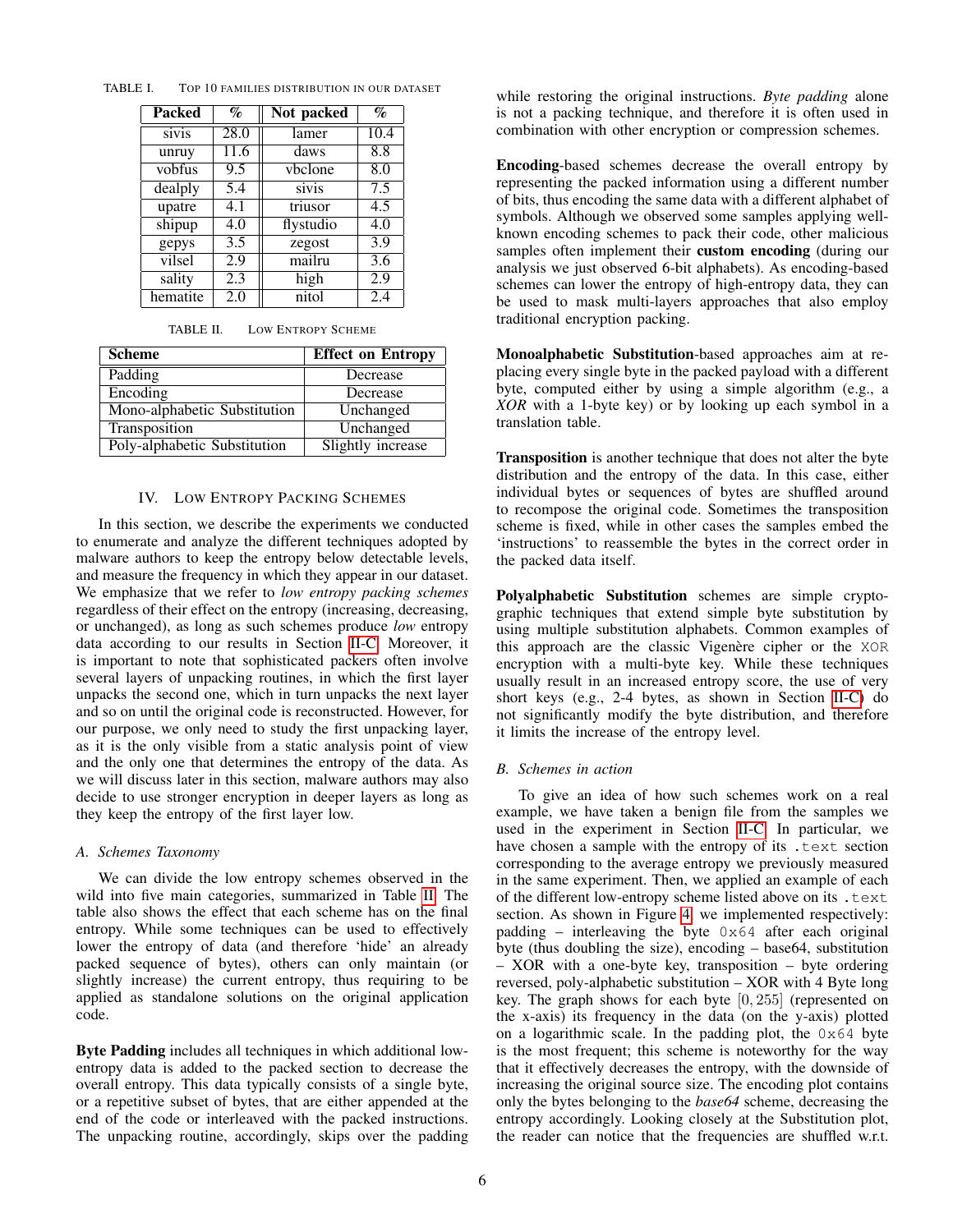TABLE I. Top 10 families distribution in our dataset

| Packed | % | Not packed | % |
|---|---|---|---|
| sivis | 28.0 | lamer | 10.4 |
| unruy | 11.6 | daws | 8.8 |
| vobfus | 9.5 | vbclone | 8.0 |
| dealply | 5.4 | sivis | 7.5 |
| upatre | 4.1 | triusor | 4.5 |
| shipup | 4.0 | flystudio | 4.0 |
| gepys | 3.5 | zegost | 3.9 |
| vilsel | 2.9 | mailru | 3.6 |
| sality | 2.3 | high | 2.9 |
| hematite | 2.0 | nitol | 2.4 |

TABLE II. Low Entropy Scheme

| Scheme | Effect on Entropy |
|---|---|
| Padding | Decrease |
| Encoding | Decrease |
| Mono-alphabetic Substitution | Unchanged |
| Transposition | Unchanged |
| Poly-alphabetic Substitution | Slightly increase |

## IV. Low Entropy Packing Schemes

In this section, we describe the experiments we conducted to enumerate and analyze the different techniques adopted by malware authors to keep the entropy below detectable levels, and measure the frequency in which they appear in our dataset. We emphasize that we refer to *low entropy packing schemes* regardless of their effect on the entropy (increasing, decreasing, or unchanged), as long as such schemes produce *low* entropy data according to our results in Section II-C. Moreover, it is important to note that sophisticated packers often involve several layers of unpacking routines, in which the first layer unpacks the second one, which in turn unpacks the next layer and so on until the original code is reconstructed. However, for our purpose, we only need to study the first unpacking layer, as it is the only visible from a static analysis point of view and the only one that determines the entropy of the data. As we will discuss later in this section, malware authors may also decide to use stronger encryption in deeper layers as long as they keep the entropy of the first layer low.

### A. Schemes Taxonomy

We can divide the low entropy schemes observed in the wild into five main categories, summarized in Table II. The table also shows the effect that each scheme has on the final entropy. While some techniques can be used to effectively lower the entropy of data (and therefore 'hide' an already packed sequence of bytes), others can only maintain (or slightly increase) the current entropy, thus requiring to be applied as standalone solutions on the original application code.

**Byte Padding** includes all techniques in which additional low-entropy data is added to the packed section to decrease the overall entropy. This data typically consists of a single byte, or a repetitive subset of bytes, that are either appended at the end of the code or interleaved with the packed instructions. The unpacking routine, accordingly, skips over the padding while restoring the original instructions. *Byte padding* alone is not a packing technique, and therefore it is often used in combination with other encryption or compression schemes.

**Encoding**-based schemes decrease the overall entropy by representing the packed information using a different number of bits, thus encoding the same data with a different alphabet of symbols. Although we observed some samples applying well-known encoding schemes to pack their code, other malicious samples often implement their **custom encoding** (during our analysis we just observed 6-bit alphabets). As encoding-based schemes can lower the entropy of high-entropy data, they can be used to mask multi-layers approaches that also employ traditional encryption packing.

**Monoalphabetic Substitution**-based approaches aim at replacing every single byte in the packed payload with a different byte, computed either by using a simple algorithm (e.g., a *XOR* with a 1-byte key) or by looking up each symbol in a translation table.

**Transposition** is another technique that does not alter the byte distribution and the entropy of the data. In this case, either individual bytes or sequences of bytes are shuffled around to recompose the original code. Sometimes the transposition scheme is fixed, while in other cases the samples embed the 'instructions' to reassemble the bytes in the correct order in the packed data itself.

**Polyalphabetic Substitution** schemes are simple cryptographic techniques that extend simple byte substitution by using multiple substitution alphabets. Common examples of this approach are the classic Vigenère cipher or the `XOR` encryption with a multi-byte key. While these techniques usually result in an increased entropy score, the use of very short keys (e.g., 2-4 bytes, as shown in Section II-C) do not significantly modify the byte distribution, and therefore it limits the increase of the entropy level.

### B. Schemes in action

To give an idea of how such schemes work on a real example, we have taken a benign file from the samples we used in the experiment in Section II-C. In particular, we have chosen a sample with the entropy of its `.text` section corresponding to the average entropy we previously measured in the same experiment. Then, we applied an example of each of the different low-entropy scheme listed above on its `.text` section. As shown in Figure 4, we implemented respectively: padding – interleaving the byte `0x64` after each original byte (thus doubling the size), encoding – base64, substitution – XOR with a one-byte key, transposition – byte ordering reversed, poly-alphabetic substitution – XOR with 4 Byte long key. The graph shows for each byte $[0, 255]$ (represented on the x-axis) its frequency in the data (on the y-axis) plotted on a logarithmic scale. In the padding plot, the `0x64` byte is the most frequent; this scheme is noteworthy for the way that it effectively decreases the entropy, with the downside of increasing the original source size. The encoding plot contains only the bytes belonging to the *base64* scheme, decreasing the entropy accordingly. Looking closely at the Substitution plot, the reader can notice that the frequencies are shuffled w.r.t.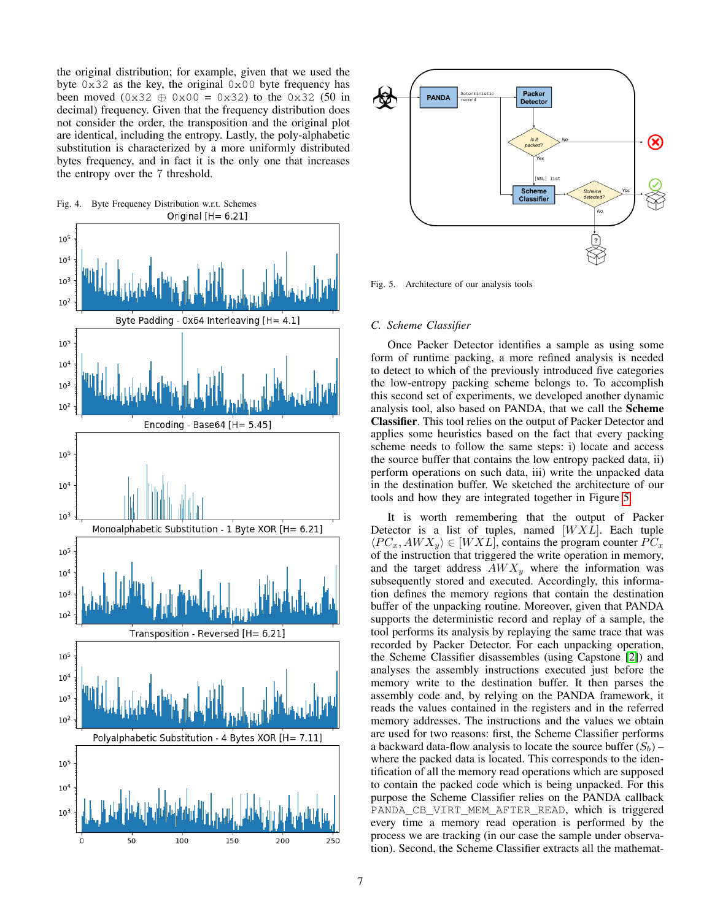the original distribution; for example, given that we used the byte `0x32` as the key, the original `0x00` byte frequency has been moved (`0x32` ⊕ `0x00` = `0x32`) to the `0x32` (50 in decimal) frequency. Given that the frequency distribution does not consider the order, the transposition and the original plot are identical, including the entropy. Lastly, the poly-alphabetic substitution is characterized by a more uniformly distributed bytes frequency, and in fact it is the only one that increases the entropy over the 7 threshold.

Fig. 4. Byte Frequency Distribution w.r.t. Schemes

Fig. 5. Architecture of our analysis tools

### C. Scheme Classifier

Once Packer Detector identifies a sample as using some form of runtime packing, a more refined analysis is needed to detect to which of the previously introduced five categories the low-entropy packing scheme belongs to. To accomplish this second set of experiments, we developed another dynamic analysis tool, also based on PANDA, that we call the **Scheme Classifier**. This tool relies on the output of Packer Detector and applies some heuristics based on the fact that every packing scheme needs to follow the same steps: i) locate and access the source buffer that contains the low entropy packed data, ii) perform operations on such data, iii) write the unpacked data in the destination buffer. We sketched the architecture of our tools and how they are integrated together in Figure 5.

It is worth remembering that the output of Packer Detector is a list of tuples, named $[WXL]$. Each tuple $\langle PC_x, AWX_y \rangle \in [WXL]$, contains the program counter $PC_x$ of the instruction that triggered the write operation in memory, and the target address $AWX_y$ where the information was subsequently stored and executed. Accordingly, this information defines the memory regions that contain the destination buffer of the unpacking routine. Moreover, given that PANDA supports the deterministic record and replay of a sample, the tool performs its analysis by replaying the same trace that was recorded by Packer Detector. For each unpacking operation, the Scheme Classifier disassembles (using Capstone [2]) and analyses the assembly instructions executed just before the memory write to the destination buffer. It then parses the assembly code and, by relying on the PANDA framework, it reads the values contained in the registers and in the referred memory addresses. The instructions and the values we obtain are used for two reasons: first, the Scheme Classifier performs a backward data-flow analysis to locate the source buffer ($S_b$) – where the packed data is located. This corresponds to the identification of all the memory read operations which are supposed to contain the packed code which is being unpacked. For this purpose the Scheme Classifier relies on the PANDA callback `PANDA_CB_VIRT_MEM_AFTER_READ`, which is triggered every time a memory read operation is performed by the process we are tracking (in our case the sample under observation). Second, the Scheme Classifier extracts all the mathemat-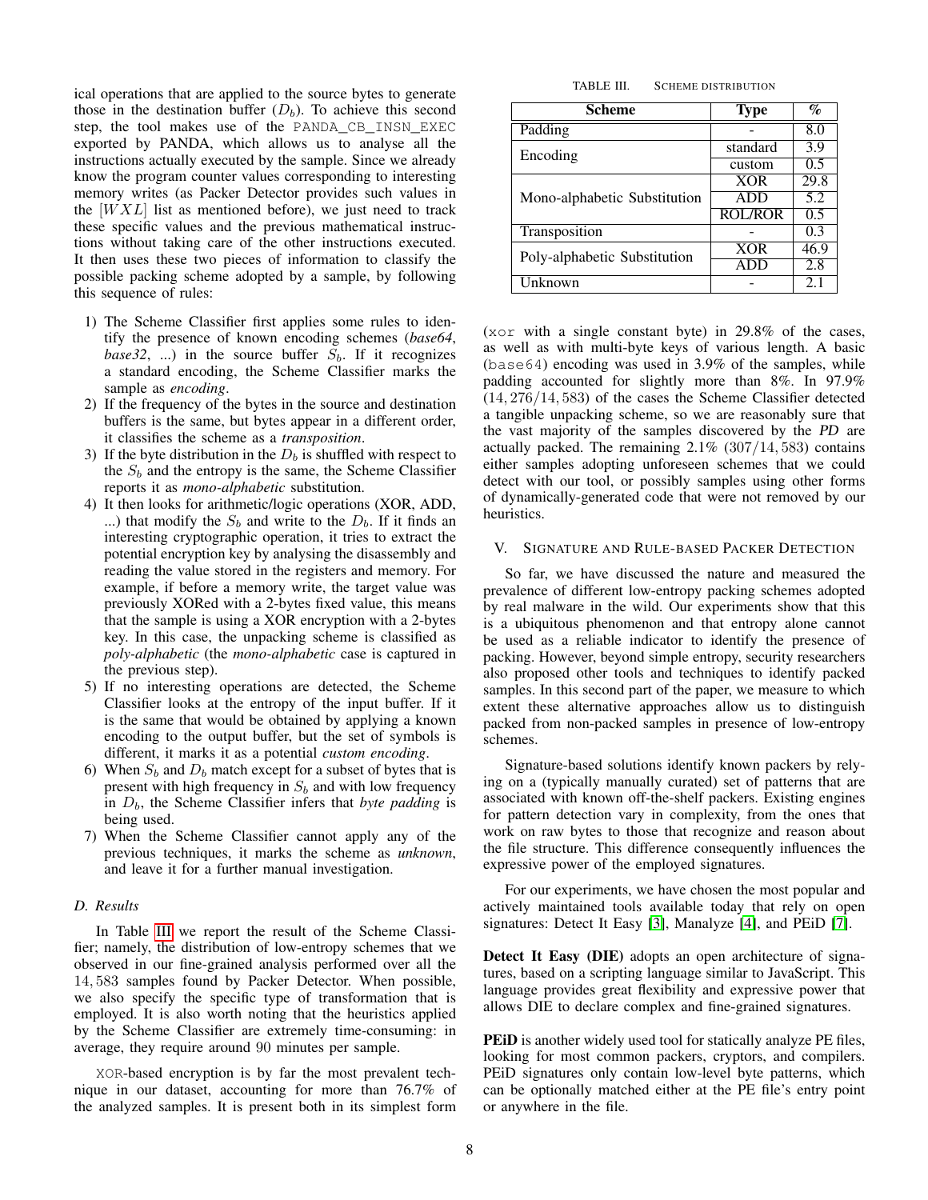ical operations that are applied to the source bytes to generate those in the destination buffer ($D_b$). To achieve this second step, the tool makes use of the `PANDA_CB_INSN_EXEC` exported by PANDA, which allows us to analyse all the instructions actually executed by the sample. Since we already know the program counter values corresponding to interesting memory writes (as Packer Detector provides such values in the $[WXL]$ list as mentioned before), we just need to track these specific values and the previous mathematical instructions without taking care of the other instructions executed. It then uses these two pieces of information to classify the possible packing scheme adopted by a sample, by following this sequence of rules:

1) The Scheme Classifier first applies some rules to identify the presence of known encoding schemes (*base64*, *base32*, ...) in the source buffer $S_b$. If it recognizes a standard encoding, the Scheme Classifier marks the sample as *encoding*.
2) If the frequency of the bytes in the source and destination buffers is the same, but bytes appear in a different order, it classifies the scheme as a *transposition*.
3) If the byte distribution in the $D_b$ is shuffled with respect to the $S_b$ and the entropy is the same, the Scheme Classifier reports it as *mono-alphabetic* substitution.
4) It then looks for arithmetic/logic operations (XOR, ADD, ...) that modify the $S_b$ and write to the $D_b$. If it finds an interesting cryptographic operation, it tries to extract the potential encryption key by analysing the disassembly and reading the value stored in the registers and memory. For example, if before a memory write, the target value was previously XORed with a 2-bytes fixed value, this means that the sample is using a XOR encryption with a 2-bytes key. In this case, the unpacking scheme is classified as *poly-alphabetic* (the *mono-alphabetic* case is captured in the previous step).
5) If no interesting operations are detected, the Scheme Classifier looks at the entropy of the input buffer. If it is the same that would be obtained by applying a known encoding to the output buffer, but the set of symbols is different, it marks it as a potential *custom encoding*.
6) When $S_b$ and $D_b$ match except for a subset of bytes that is present with high frequency in $S_b$ and with low frequency in $D_b$, the Scheme Classifier infers that *byte padding* is being used.
7) When the Scheme Classifier cannot apply any of the previous techniques, it marks the scheme as *unknown*, and leave it for a further manual investigation.

### D. Results

In Table III we report the result of the Scheme Classifier; namely, the distribution of low-entropy schemes that we observed in our fine-grained analysis performed over all the $14,583$ samples found by Packer Detector. When possible, we also specify the specific type of transformation that is employed. It is also worth nothing that the heuristics applied by the Scheme Classifier are extremely time-consuming: in average, they require around 90 minutes per sample.

`XOR`-based encryption is by far the most prevalent technique in our dataset, accounting for more than 76.7% of the analyzed samples. It is present both in its simplest form (`xor` with a single constant byte) in 29.8% of the cases, as well as with multi-byte keys of various length. A basic (`base64`) encoding was used in 3.9% of the samples, while padding accounted for slightly more than 8%. In 97.9% $(14,276/14,583)$ of the cases the Scheme Classifier detected a tangible unpacking scheme, so we are reasonably sure that the vast majority of the samples discovered by the *PD* are actually packed. The remaining 2.1% $(307/14,583)$ contains either samples adopting unforeseen schemes that we could detect with our tool, or possibly samples using other forms of dynamically-generated code that were not removed by our heuristics.

TABLE III. Scheme distribution

| Scheme | Type | % |
|---|---|---|
| Padding | - | 8.0 |
| Encoding | standard | 3.9 |
| | custom | 0.5 |
| Mono-alphabetic Substitution | XOR | 29.8 |
| | ADD | 5.2 |
| | ROL/ROR | 0.5 |
| Transposition | - | 0.3 |
| Poly-alphabetic Substitution | XOR | 46.9 |
| | ADD | 2.8 |
| Unknown | - | 2.1 |

## V. Signature and Rule-based Packer Detection

So far, we have discussed the nature and measured the prevalence of different low-entropy packing schemes adopted by real malware in the wild. Our experiments show that this is a ubiquitous phenomenon and that entropy alone cannot be used as a reliable indicator to identify the presence of packing. However, beyond simple entropy, security researchers also proposed other tools and techniques to identify packed samples. In this second part of the paper, we measure to which extent these alternative approaches allow us to distinguish packed from non-packed samples in presence of low-entropy schemes.

Signature-based solutions identify known packers by relying on a (typically manually curated) set of patterns that are associated with known off-the-shelf packers. Existing engines for pattern detection vary in complexity, from the ones that work on raw bytes to those that recognize and reason about the file structure. This difference consequently influences the expressive power of the employed signatures.

For our experiments, we have chosen the most popular and actively maintained tools available today that rely on open signatures: Detect It Easy [3], Manalyze [4], and PEiD [7].

**Detect It Easy (DIE)** adopts an open architecture of signatures, based on a scripting language similar to JavaScript. This language provides great flexibility and expressive power that allows DIE to declare complex and fine-grained signatures.

**PEiD** is another widely used tool for statically analyze PE files, looking for most common packers, cryptors, and compilers. PEiD signatures only contain low-level byte patterns, which can be optionally matched either at the PE file's entry point or anywhere in the file.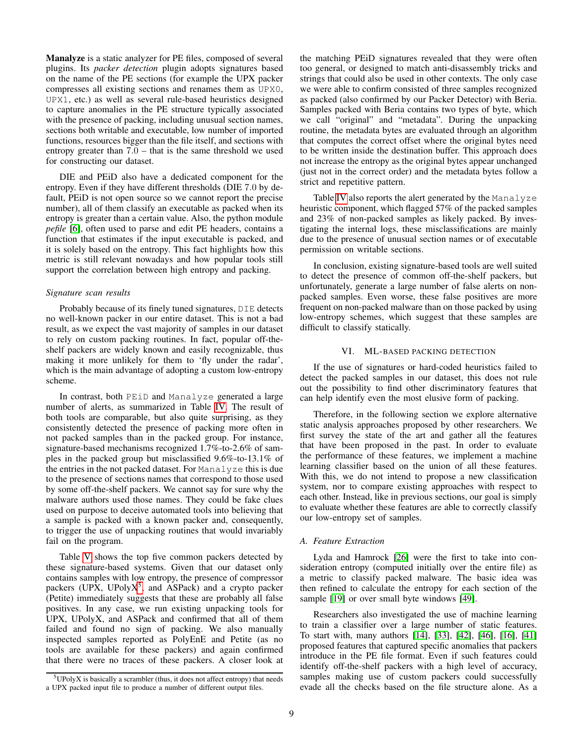**Manalyze** is a static analyzer for PE files, composed of several plugins. Its *packer detection* plugin adopts signatures based on the name of the PE sections (for example the UPX packer compresses all existing sections and renames them as `UPX0`, `UPX1`, etc.) as well as several rule-based heuristics designed to capture anomalies in the PE structure typically associated with the presence of packing, including unusual section names, sections both writable and executable, low number of imported functions, resources bigger than the file itself, and sections with entropy greater than 7.0 – that is the same threshold we used for constructing our dataset.

DIE and PEiD also have a dedicated component for the entropy. Even if they have different thresholds (DIE 7.0 by default, PEiD is not open source so we cannot report the precise number), all of them classify an executable as packed when its entropy is greater than a certain value. Also, the python module *pefile* [6], often used to parse and edit PE headers, contains a function that estimates if the input executable is packed, and it is solely based on the entropy. This fact highlights how this metric is still relevant nowadays and how popular tools still support the correlation between high entropy and packing.

*Signature scan results*

Probably because of its finely tuned signatures, `DIE` detects no well-known packer in our entire dataset. This is not a bad result, as we expect the vast majority of samples in our dataset to rely on custom packing routines. In fact, popular off-the-shelf packers are widely known and easily recognizable, thus making it more unlikely for them to 'fly under the radar', which is the main advantage of adopting a custom low-entropy scheme.

In contrast, both `PEiD` and `Manalyze` generated a large number of alerts, as summarized in Table IV. The result of both tools are comparable, but also quite surprising, as they consistently detected the presence of packing more often in not packed samples than in the packed group. For instance, signature-based mechanisms recognized 1.7%-to-2.6% of samples in the packed group but misclassified 9.6%-to-13.1% of the entries in the not packed dataset. For `Manalyze` this is due to the presence of sections names that correspond to those used by some off-the-shelf packers. We cannot say for sure why the malware authors used those names. They could be fake clues used on purpose to deceive automated tools into believing that a sample is packed with a known packer and, consequently, to trigger the use of unpacking routines that would invariably fail on the program.

Table V shows the top five common packers detected by these signature-based systems. Given that our dataset only contains samples with low entropy, the presence of compressor packers (UPX, UPolyX[5], and ASPack) and a crypto packer (Petite) immediately suggests that these are probably all false positives. In any case, we run existing unpacking tools for UPX, UPolyX, and ASPack and confirmed that all of them failed and found no sign of packing. We also manually inspected samples reported as PolyEnE and Petite (as no tools are available for these packers) and again confirmed that there were no traces of these packers. A closer look at the matching PEiD signatures revealed that they were often too general, or designed to match anti-disassembly tricks and strings that could also be used in other contexts. The only case we were able to confirm consisted of three samples recognized as packed (also confirmed by our Packer Detector) with Beria. Samples packed with Beria contains two types of byte, which we call "original" and "metadata". During the unpacking routine, the metadata bytes are evaluated through an algorithm that computes the correct offset where the original bytes need to be written inside the destination buffer. This approach does not increase the entropy as the original bytes appear unchanged (just not in the correct order) and the metadata bytes follow a strict and repetitive pattern.

Table IV also reports the alert generated by the `Manalyze` heuristic component, which flagged 57% of the packed samples and 23% of non-packed samples as likely packed. By investigating the internal logs, these misclassifications are mainly due to the presence of unusual section names or of executable permission on writable sections.

In conclusion, existing signature-based tools are well suited to detect the presence of common off-the-shelf packers, but unfortunately, generate a large number of false alerts on non-packed samples. Even worse, these false positives are more frequent on non-packed malware than on those packed by using low-entropy schemes, which suggest that these samples are difficult to classify statically.

## VI. ML-BASED PACKING DETECTION

If the use of signatures or hard-coded heuristics failed to detect the packed samples in our dataset, this does not rule out the possibility to find other discriminatory features that can help identify even the most elusive form of packing.

Therefore, in the following section we explore alternative static analysis approaches proposed by other researchers. We first survey the state of the art and gather all the features that have been proposed in the past. In order to evaluate the performance of these features, we implement a machine learning classifier based on the union of all these features. With this, we do not intend to propose a new classification system, nor to compare existing approaches with respect to each other. Instead, like in previous sections, our goal is simply to evaluate whether these features are able to correctly classify our low-entropy set of samples.

### A. Feature Extraction

Lyda and Hamrock [26] were the first to take into consideration entropy (computed initially over the entire file) as a metric to classify packed malware. The basic idea was then refined to calculate the entropy for each section of the sample [19] or over small byte windows [49].

Researchers also investigated the use of machine learning to train a classifier over a large number of static features. To start with, many authors [14], [33], [42], [46], [16], [41] proposed features that captured specific anomalies that packers introduce in the PE file format. Even if such features could identify off-the-shelf packers with a high level of accuracy, samples making use of custom packers could successfully evade all the checks based on the file structure alone. As a

[5] UPolyX is basically a scrambler (thus, it does not affect entropy) that needs a UPX packed input file to produce a number of different output files.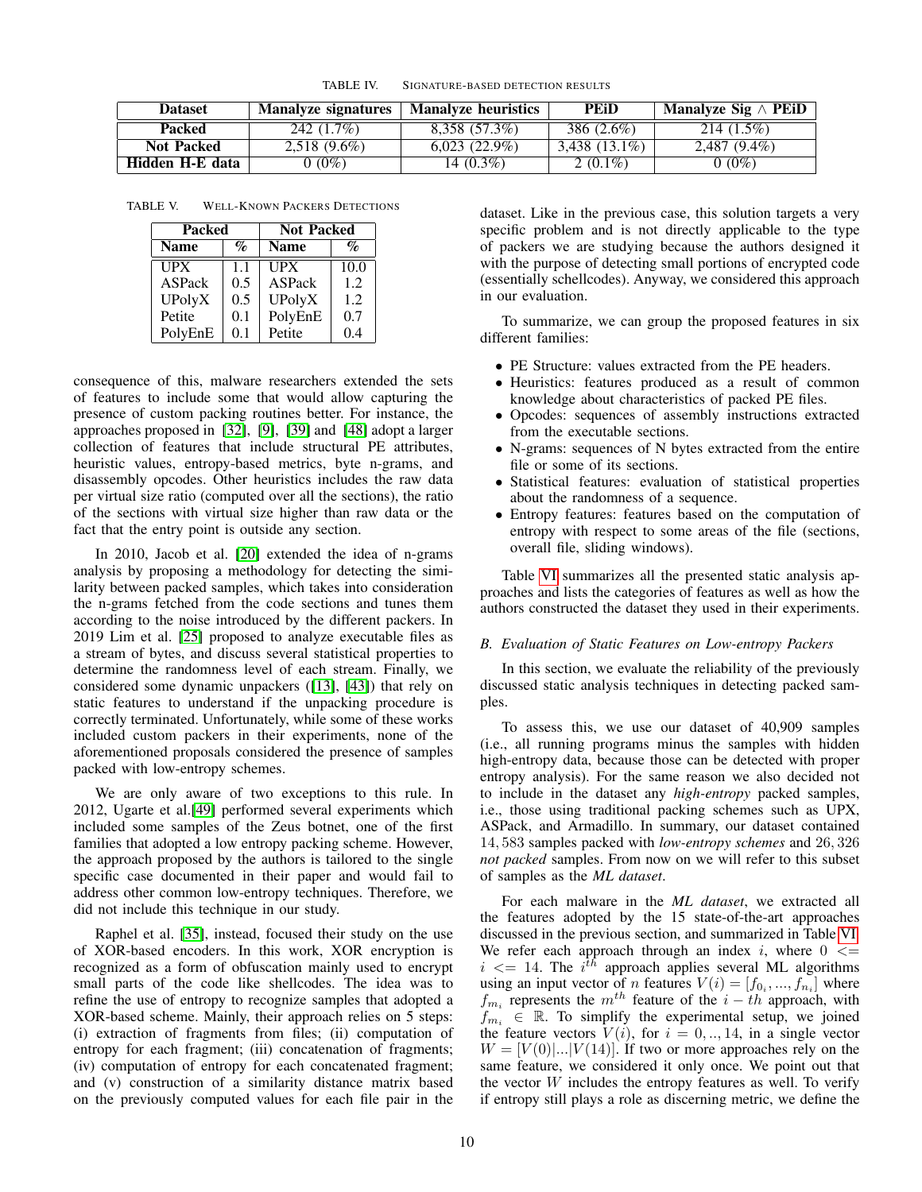TABLE IV. Signature-based detection results

| Dataset | Manalyze signatures | Manalyze heuristics | PEiD | Manalyze Sig ∧ PEiD |
|---|---|---|---|---|
| **Packed** | 242 (1.7%) | 8,358 (57.3%) | 386 (2.6%) | 214 (1.5%) |
| **Not Packed** | 2,518 (9.6%) | 6,023 (22.9%) | 3,438 (13.1%) | 2,487 (9.4%) |
| **Hidden H-E data** | 0 (0%) | 14 (0.3%) | 2 (0.1%) | 0 (0%) |

TABLE V. Well-Known Packers Detections

| Packed | | Not Packed | |
|---|---|---|---|
| **Name** | **%** | **Name** | **%** |
| UPX | 1.1 | UPX | 10.0 |
| ASPack | 0.5 | ASPack | 1.2 |
| UPolyX | 0.5 | UPolyX | 1.2 |
| Petite | 0.1 | PolyEnE | 0.7 |
| PolyEnE | 0.1 | Petite | 0.4 |

consequence of this, malware researchers extended the sets of features to include some that would allow capturing the presence of custom packing routines better. For instance, the approaches proposed in [32], [9], [39] and [48] adopt a larger collection of features that include structural PE attributes, heuristic values, entropy-based metrics, byte n-grams, and disassembly opcodes. Other heuristics includes the raw data per virtual size ratio (computed over all the sections), the ratio of the sections with virtual size higher than raw data or the fact that the entry point is outside any section.

In 2010, Jacob et al. [20] extended the idea of n-grams analysis by proposing a methodology for detecting the similarity between packed samples, which takes into consideration the n-grams fetched from the code sections and tunes them according to the noise introduced by the different packers. In 2019 Lim et al. [25] proposed to analyze executable files as a stream of bytes, and discuss several statistical properties to determine the randomness level of each stream. Finally, we considered some dynamic unpackers ([13], [43]) that rely on static features to understand if the unpacking procedure is correctly terminated. Unfortunately, while some of these works included custom packers in their experiments, none of the aforementioned proposals considered the presence of samples packed with low-entropy schemes.

We are only aware of two exceptions to this rule. In 2012, Ugarte et al.[49] performed several experiments which included some samples of the Zeus botnet, one of the first families that adopted a low entropy packing scheme. However, the approach proposed by the authors is tailored to the single specific case documented in their paper and would fail to address other common low-entropy techniques. Therefore, we did not include this technique in our study.

Raphel et al. [35], instead, focused their study on the use of XOR-based encoders. In this work, XOR encryption is recognized as a form of obfuscation mainly used to encrypt small parts of the code like shellcodes. The idea was to refine the use of entropy to recognize samples that adopted a XOR-based scheme. Mainly, their approach relies on 5 steps: (i) extraction of fragments from files; (ii) computation of entropy for each fragment; (iii) concatenation of fragments; (iv) computation of entropy for each concatenated fragment; and (v) construction of a similarity distance matrix based on the previously computed values for each file pair in the dataset. Like in the previous case, this solution targets a very specific problem and is not directly applicable to the type of packers we are studying because the authors designed it with the purpose of detecting small portions of encrypted code (essentially schellcodes). Anyway, we considered this approach in our evaluation.

To summarize, we can group the proposed features in six different families:

- PE Structure: values extracted from the PE headers.
- Heuristics: features produced as a result of common knowledge about characteristics of packed PE files.
- Opcodes: sequences of assembly instructions extracted from the executable sections.
- N-grams: sequences of N bytes extracted from the entire file or some of its sections.
- Statistical features: evaluation of statistical properties about the randomness of a sequence.
- Entropy features: features based on the computation of entropy with respect to some areas of the file (sections, overall file, sliding windows).

Table VI summarizes all the presented static analysis approaches and lists the categories of features as well as how the authors constructed the dataset they used in their experiments.

### B. Evaluation of Static Features on Low-entropy Packers

In this section, we evaluate the reliability of the previously discussed static analysis techniques in detecting packed samples.

To assess this, we use our dataset of 40,909 samples (i.e., all running programs minus the samples with hidden high-entropy data, because those can be detected with proper entropy analysis). For the same reason we also decided not to include in the dataset any *high-entropy* packed samples, i.e., those using traditional packing schemes such as UPX, ASPack, and Armadillo. In summary, our dataset contained $14,583$ samples packed with *low-entropy schemes* and $26,326$ *not packed* samples. From now on we will refer to this subset of samples as the *ML dataset*.

For each malware in the *ML dataset*, we extracted all the features adopted by the 15 state-of-the-art approaches discussed in the previous section, and summarized in Table VI. We refer each approach through an index $i$, where $0 <= i <= 14$. The $i^{th}$ approach applies several ML algorithms using an input vector of $n$ features $V(i) = [f_{0_i}, ..., f_{n_i}]$ where $f_{m_i}$ represents the $m^{th}$ feature of the $i-th$ approach, with $f_{m_i} \in \mathbb{R}$. To simplify the experimental setup, we joined the feature vectors $V(i)$, for $i = 0, .., 14$, in a single vector $W = [V(0)|...|V(14)]$. If two or more approaches rely on the same feature, we considered it only once. We point out that the vector $W$ includes the entropy features as well. To verify if entropy still plays a role as discerning metric, we define the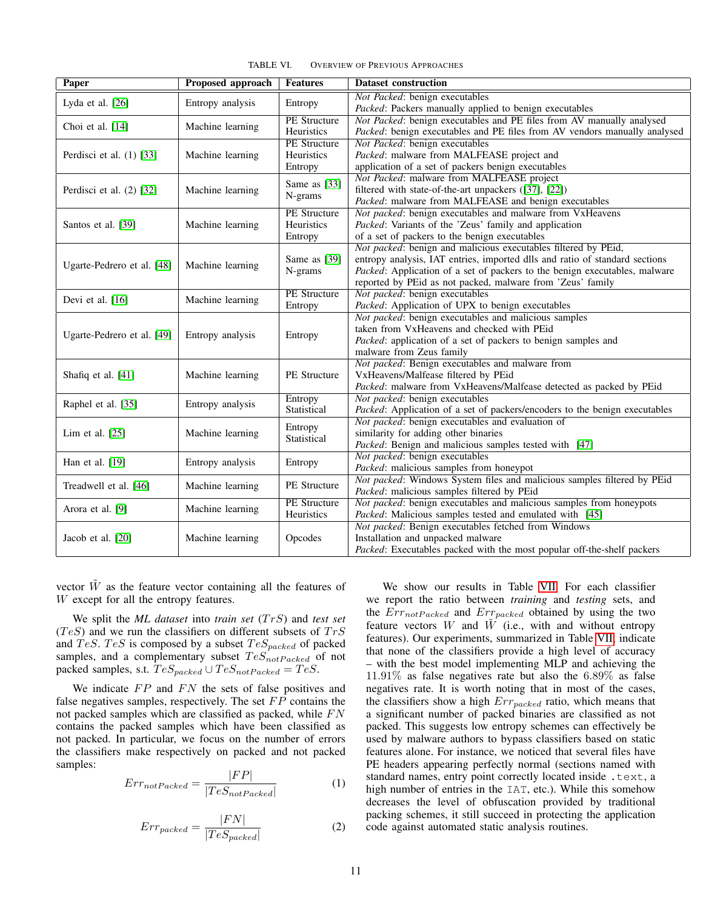TABLE VI. Overview of Previous Approaches

| Paper | Proposed approach | Features | Dataset construction |
|---|---|---|---|
| Lyda et al. [26] | Entropy analysis | Entropy | *Not Packed*: benign executables<br>*Packed*: Packers manually applied to benign executables |
| Choi et al. [14] | Machine learning | PE Structure<br>Heuristics | *Not Packed*: benign executables and PE files from AV manually analysed<br>*Packed*: benign executables and PE files from AV vendors manually analysed |
| Perdisci et al. (1) [33] | Machine learning | PE Structure<br>Heuristics<br>Entropy | *Not Packed*: benign executables<br>*Packed*: malware from MALFEASE project and<br>application of a set of packers benign executables |
| Perdisci et al. (2) [32] | Machine learning | Same as [33]<br>N-grams | *Not Packed*: malware from MALFEASE project<br>filtered with state-of-the-art unpackers ([37], [22])<br>*Packed*: malware from MALFEASE and benign executables |
| Santos et al. [39] | Machine learning | PE Structure<br>Heuristics<br>Entropy | *Not packed*: benign executables and malware from VxHeavens<br>*Packed*: Variants of the 'Zeus' family and application<br>of a set of packers to the benign executables |
| Ugarte-Pedrero et al. [48] | Machine learning | Same as [39]<br>N-grams | *Not packed*: benign and malicious executables filtered by PEid,<br>entropy analysis, IAT entries, imported dlls and ratio of standard sections<br>*Packed*: Application of a set of packers to the benign executables, malware<br>reported by PEid as not packed, malware from 'Zeus' family |
| Devi et al. [16] | Machine learning | PE Structure<br>Entropy | *Not packed*: benign executables<br>*Packed*: Application of UPX to benign executables |
| Ugarte-Pedrero et al. [49] | Entropy analysis | Entropy | *Not packed*: benign executables and malicious samples<br>taken from VxHeavens and checked with PEid<br>*Packed*: application of a set of packers to benign samples and<br>malware from Zeus family |
| Shafiq et al. [41] | Machine learning | PE Structure | *Not packed*: Benign executables and malware from<br>VxHeavens/Malfease filtered by PEid<br>*Packed*: malware from VxHeavens/Malfease detected as packed by PEid |
| Raphel et al. [35] | Entropy analysis | Entropy<br>Statistical | *Not packed*: benign executables<br>*Packed*: Application of a set of packers/encoders to the benign executables |
| Lim et al. [25] | Machine learning | Entropy<br>Statistical | *Not packed*: benign executables and evaluation of<br>similarity for adding other binaries<br>*Packed*: Benign and malicious samples tested with [47] |
| Han et al. [19] | Entropy analysis | Entropy | *Not packed*: benign executables<br>*Packed*: malicious samples from honeypot |
| Treadwell et al. [46] | Machine learning | PE Structure | *Not packed*: Windows System files and malicious samples filtered by PEid<br>*Packed*: malicious samples filtered by PEid |
| Arora et al. [9] | Machine learning | PE Structure<br>Heuristics | *Not packed*: benign executables and malicious samples from honeypots<br>*Packed*: Malicious samples tested and emulated with [45] |
| Jacob et al. [20] | Machine learning | Opcodes | *Not packed*: Benign executables fetched from Windows<br>Installation and unpacked malware<br>*Packed*: Executables packed with the most popular off-the-shelf packers |

vector $\tilde{W}$ as the feature vector containing all the features of $W$ except for all the entropy features.

We split the *ML dataset* into *train set* ($TrS$) and *test set* ($TeS$) and we run the classifiers on different subsets of $TrS$ and $TeS$. $TeS$ is composed by a subset $TeS_{packed}$ of packed samples, and a complementary subset $TeS_{notPacked}$ of not packed samples, s.t. $TeS_{packed} \cup TeS_{notPacked} = TeS$.

We indicate $FP$ and $FN$ the sets of false positives and false negatives samples, respectively. The set $FP$ contains the not packed samples which are classified as packed, while $FN$ contains the packed samples which have been classified as not packed. In particular, we focus on the number of errors the classifiers make respectively on packed and not packed samples:

$$Err_{notPacked} = \frac{|FP|}{|TeS_{notPacked}|} \tag{1}$$

$$Err_{packed} = \frac{|FN|}{|TeS_{packed}|} \tag{2}$$

We show our results in Table VII. For each classifier we report the ratio between *training* and *testing* sets, and the $Err_{notPacked}$ and $Err_{packed}$ obtained by using the two feature vectors $W$ and $\tilde{W}$ (i.e., with and without entropy features). Our experiments, summarized in Table VII, indicate that none of the classifiers provide a high level of accuracy – with the best model implementing MLP and achieving the $11.91\%$ as false negatives rate but also the $6.89\%$ as false negatives rate. It is worth noting that in most of the cases, the classifiers show a high $Err_{packed}$ ratio, which means that a significant number of packed binaries are classified as not packed. This suggests low entropy schemes can effectively be used by malware authors to bypass classifiers based on static features alone. For instance, we noticed that several files have PE headers appearing perfectly normal (sections named with standard names, entry point correctly located inside `.text`, a high number of entries in the `IAT`, etc.). While this somehow decreases the level of obfuscation provided by traditional packing schemes, it still succeed in protecting the application code against automated static analysis routines.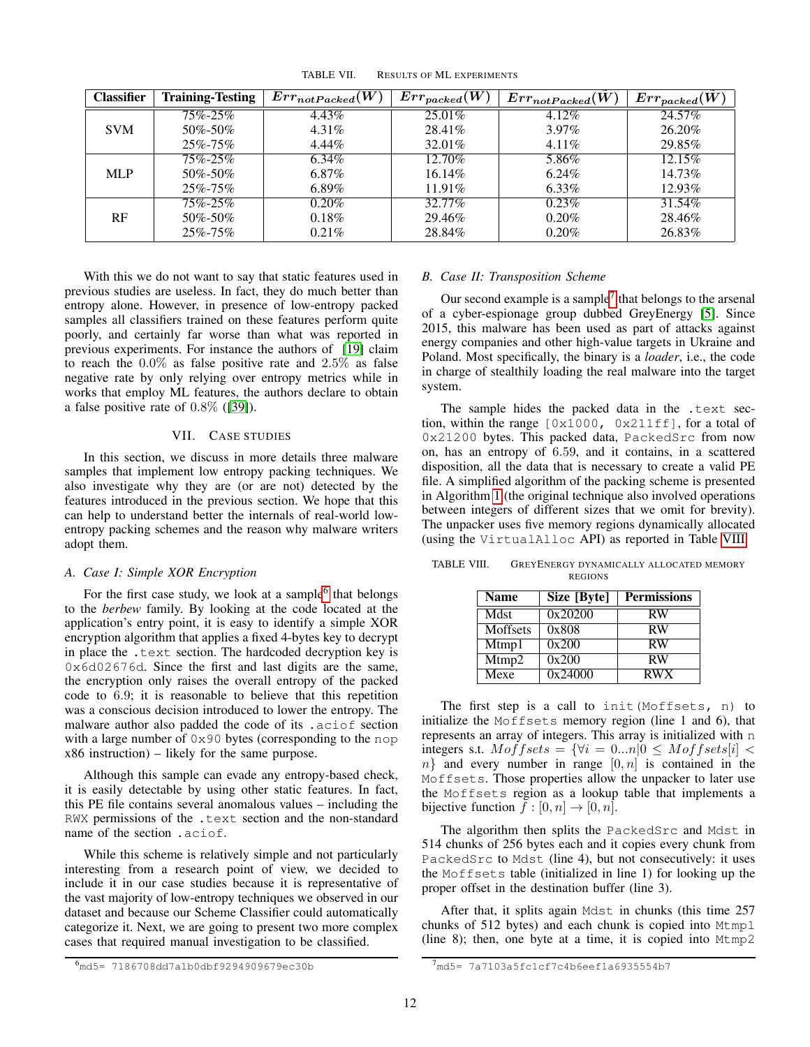TABLE VII. RESULTS OF ML EXPERIMENTS

| Classifier | Training-Testing | $Err_{notPacked}(W)$ | $Err_{packed}(W)$ | $Err_{notPacked}(\hat{W})$ | $Err_{packed}(\hat{W})$ |
|---|---|---|---|---|---|
| SVM | 75%-25% | 4.43% | 25.01% | 4.12% | 24.57% |
| | 50%-50% | 4.31% | 28.41% | 3.97% | 26.20% |
| | 25%-75% | 4.44% | 32.01% | 4.11% | 29.85% |
| MLP | 75%-25% | 6.34% | 12.70% | 5.86% | 12.15% |
| | 50%-50% | 6.87% | 16.14% | 6.24% | 14.73% |
| | 25%-75% | 6.89% | 11.91% | 6.33% | 12.93% |
| RF | 75%-25% | 0.20% | 32.77% | 0.23% | 31.54% |
| | 50%-50% | 0.18% | 29.46% | 0.20% | 28.46% |
| | 25%-75% | 0.21% | 28.84% | 0.20% | 26.83% |

With this we do not want to say that static features used in previous studies are useless. In fact, they do much better than entropy alone. However, in presence of low-entropy packed samples all classifiers trained on these features perform quite poorly, and certainly far worse than what was reported in previous experiments. For instance the authors of [19] claim to reach the $0.0\%$ as false positive rate and $2.5\%$ as false negative rate by only relying over entropy metrics while in works that employ ML features, the authors declare to obtain a false positive rate of $0.8\%$ ([39]).

## VII. CASE STUDIES

In this section, we discuss in more details three malware samples that implement low entropy packing techniques. We also investigate why they are (or are not) detected by the features introduced in the previous section. We hope that this can help to understand better the internals of real-world low-entropy packing schemes and the reason why malware writers adopt them.

### A. Case I: Simple XOR Encryption

For the first case study, we look at a sample[6] that belongs to the *berbew* family. By looking at the code located at the application's entry point, it is easy to identify a simple XOR encryption algorithm that applies a fixed 4-bytes key to decrypt in place the `.text` section. The hardcoded decryption key is `0x6d02676d`. Since the first and last digits are the same, the encryption only raises the overall entropy of the packed code to 6.9; it is reasonable to believe that this repetition was a conscious decision introduced to lower the entropy. The malware author also padded the code of its `.aciof` section with a large number of `0x90` bytes (corresponding to the `nop` x86 instruction) – likely for the same purpose.

Although this sample can evade any entropy-based check, it is easily detectable by using other static features. In fact, this PE file contains several anomalous values – including the `RWX` permissions of the `.text` section and the non-standard name of the section `.aciof`.

While this scheme is relatively simple and not particularly interesting from a research point of view, we decided to include it in our case studies because it is representative of the vast majority of low-entropy techniques we observed in our dataset and because our Scheme Classifier could automatically categorize it. Next, we are going to present two more complex cases that required manual investigation to be classified.

### B. Case II: Transposition Scheme

Our second example is a sample[7] that belongs to the arsenal of a cyber-espionage group dubbed GreyEnergy [5]. Since 2015, this malware has been used as part of attacks against energy companies and other high-value targets in Ukraine and Poland. Most specifically, the binary is a *loader*, i.e., the code in charge of stealthily loading the real malware into the target system.

The sample hides the packed data in the `.text` section, within the range `[0x1000, 0x211ff]`, for a total of `0x21200` bytes. This packed data, `PackedSrc` from now on, has an entropy of 6.59, and it contains, in a scattered disposition, all the data that is necessary to create a valid PE file. A simplified algorithm of the packing scheme is presented in Algorithm 1 (the original technique also involved operations between integers of different sizes that we omit for brevity). The unpacker uses five memory regions dynamically allocated (using the `VirtualAlloc` API) as reported in Table VIII.

TABLE VIII. GREYENERGY DYNAMICALLY ALLOCATED MEMORY REGIONS

| Name | Size [Byte] | Permissions |
|---|---|---|
| Mdst | 0x20200 | RW |
| Moffsets | 0x808 | RW |
| Mtmp1 | 0x200 | RW |
| Mtmp2 | 0x200 | RW |
| Mexe | 0x24000 | RWX |

The first step is a call to `init(Moffsets, n)` to initialize the `Moffsets` memory region (line 1 and 6), that represents an array of integers. This array is initialized with `n` integers s.t. $Moffsets = \{\forall i = 0...n | 0 \leq Moffsets[i] < n\}$ and every number in range $[0, n]$ is contained in the `Moffsets`. Those properties allow the unpacker to later use the `Moffsets` region as a lookup table that implements a bijective function $f : [0, n] \rightarrow [0, n]$.

The algorithm then splits the `PackedSrc` and `Mdst` in 514 chunks of 256 bytes each and it copies every chunk from `PackedSrc` to `Mdst` (line 4), but not consecutively: it uses the `Moffsets` table (initialized in line 1) for looking up the proper offset in the destination buffer (line 3).

After that, it splits again `Mdst` in chunks (this time 257 chunks of 512 bytes) and each chunk is copied into `Mtmp1` (line 8); then, one byte at a time, it is copied into `Mtmp2`

[6] md5= 7186708dd7a1b0dbf9294909679ec30b

[7] md5= 7a7103a5fc1cf7c4b6eef1a6935554b7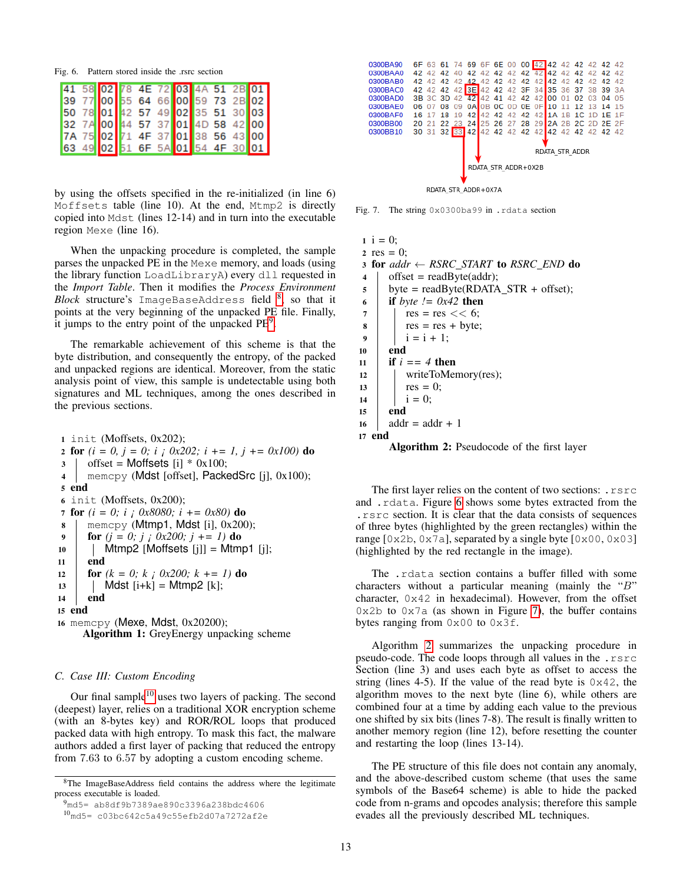Fig. 6. Pattern stored inside the .rsrc section

| | | | | | | | | | | | |
|---|---|---|---|---|---|---|---|---|---|---|---|
| 41 | 58 | 02 | 78 | 4E | 72 | 03 | 4A | 51 | 2B | 01 |
| 39 | 77 | 00 | 55 | 64 | 66 | 00 | 59 | 73 | 2B | 02 |
| 50 | 78 | 01 | 42 | 57 | 49 | 02 | 35 | 51 | 30 | 03 |
| 32 | 7A | 00 | 44 | 57 | 37 | 01 | 4D | 58 | 42 | 00 |
| 7A | 75 | 02 | 71 | 4F | 37 | 01 | 38 | 56 | 43 | 00 |
| 63 | 49 | 02 | 51 | 6F | 5A | 01 | 54 | 4F | 30 | 01 |

by using the offsets specified in the re-initialized (in line 6) Moffsets table (line 10). At the end, Mtmp2 is directly copied into Mdst (lines 12-14) and in turn into the executable region Mexe (line 16).

When the unpacking procedure is completed, the sample parses the unpacked PE in the Mexe memory, and loads (using the library function LoadLibraryA) every dll requested in the *Import Table*. Then it modifies the *Process Environment Block* structure's ImageBaseAddress field [8], so that it points at the very beginning of the unpacked PE file. Finally, it jumps to the entry point of the unpacked PE[9].

The remarkable achievement of this scheme is that the byte distribution, and consequently the entropy, of the packed and unpacked regions are identical. Moreover, from the static analysis point of view, this sample is undetectable using both signatures and ML techniques, among the ones described in the previous sections.

```
1  init (Moffsets, 0x202);
2  for (i = 0, j = 0; i < 0x202; i += 1, j += 0x100) do
3  |   offset = Moffsets [i] * 0x100;
4  |   memcpy (Mdst [offset], PackedSrc [j], 0x100);
5  end
6  init (Moffsets, 0x200);
7  for (i = 0; i < 0x8080; i += 0x80) do
8  |   memcpy (Mtmp1, Mdst [i], 0x200);
9  |   for (j = 0; j < 0x200; j += 1) do
10 |   |   Mtmp2 [Moffsets [j]] = Mtmp1 [j];
11 |   end
12 |   for (k = 0; k < 0x200; k += 1) do
13 |   |   Mdst [i+k] = Mtmp2 [k];
14 |   end
15 end
16 memcpy (Mexe, Mdst, 0x20200);
```

**Algorithm 1:** GreyEnergy unpacking scheme

### C. Case III: Custom Encoding

Our final sample[10] uses two layers of packing. The second (deepest) layer, relies on a traditional XOR encryption scheme (with an 8-bytes key) and ROR/ROL loops that produced packed data with high entropy. To mask this fact, the malware authors added a first layer of packing that reduced the entropy from 7.63 to 6.57 by adopting a custom encoding scheme.

[8] The ImageBaseAddress field contains the address where the legitimate process executable is loaded.

[9] md5= ab8df9b7389ae890c3396a238bdc4606

[10] md5= c03bc642c5a49c5efb2d07a7272af2e

```
0300BA90  6F 63 61 74 69 6F 6E 00 00 42 42 42 42 42 42 42
0300BAA0  42 42 42 40 42 42 42 42 42 42 42 42 42 42 42 42
0300BAB0  42 42 42 42 42 42 42 42 42 42 42 42 42 42 42 42
0300BAC0  42 42 42 42 3E 42 42 42 3F 34 35 36 37 38 39 3A
0300BAD0  3B 3C 3D 42 42 42 41 42 42 42 00 01 02 03 04 05
0300BAE0  06 07 08 09 0A 0B 0C 0D 0E 0F 10 11 12 13 14 15
0300BAF0  16 17 18 19 42 42 42 42 42 42 1A 1B 1C 1D 1E 1F
0300BB00  20 21 22 23 24 25 26 27 28 29 2A 2B 2C 2D 2E 2F
0300BB10  30 31 32 33 42 42 42 42 42 42 42 42 42 42 42 42
```

RDATA_STR_ADDR — RDATA_STR_ADDR+0X2B — RDATA_STR_ADDR+0X7A

Fig. 7. The string 0x0300ba99 in .rdata section

```
1  i = 0;
2  res = 0;
3  for addr ← RSRC_START to RSRC_END do
4  |   offset = readByte(addr);
5  |   byte = readByte(RDATA_STR + offset);
6  |   if byte != 0x42 then
7  |   |   res = res << 6;
8  |   |   res = res + byte;
9  |   |   i = i + 1;
10 |   end
11 |   if i == 4 then
12 |   |   writeToMemory(res);
13 |   |   res = 0;
14 |   |   i = 0;
15 |   end
16 |   addr = addr + 1
17 end
```

**Algorithm 2:** Pseudocode of the first layer

The first layer relies on the content of two sections: .rsrc and .rdata. Figure 6 shows some bytes extracted from the .rsrc section. It is clear that the data consists of sequences of three bytes (highlighted by the green rectangles) within the range [0x2b, 0x7a], separated by a single byte [0x00, 0x03] (highlighted by the red rectangle in the image).

The .rdata section contains a buffer filled with some characters without a particular meaning (mainly the "*B*" character, 0x42 in hexadecimal). However, from the offset 0x2b to 0x7a (as shown in Figure 7), the buffer contains bytes ranging from 0x00 to 0x3f.

Algorithm 2 summarizes the unpacking procedure in pseudo-code. The code loops through all values in the .rsrc Section (line 3) and uses each byte as offset to access the string (lines 4-5). If the value of the read byte is 0x42, the algorithm moves to the next byte (line 6), while others are combined four at a time by adding each value to the previous one shifted by six bits (lines 7-8). The result is finally written to another memory region (line 12), before resetting the counter and restarting the loop (lines 13-14).

The PE structure of this file does not contain any anomaly, and the above-described custom scheme (that uses the same symbols of the Base64 scheme) is able to hide the packed code from n-grams and opcodes analysis; therefore this sample evades all the previously described ML techniques.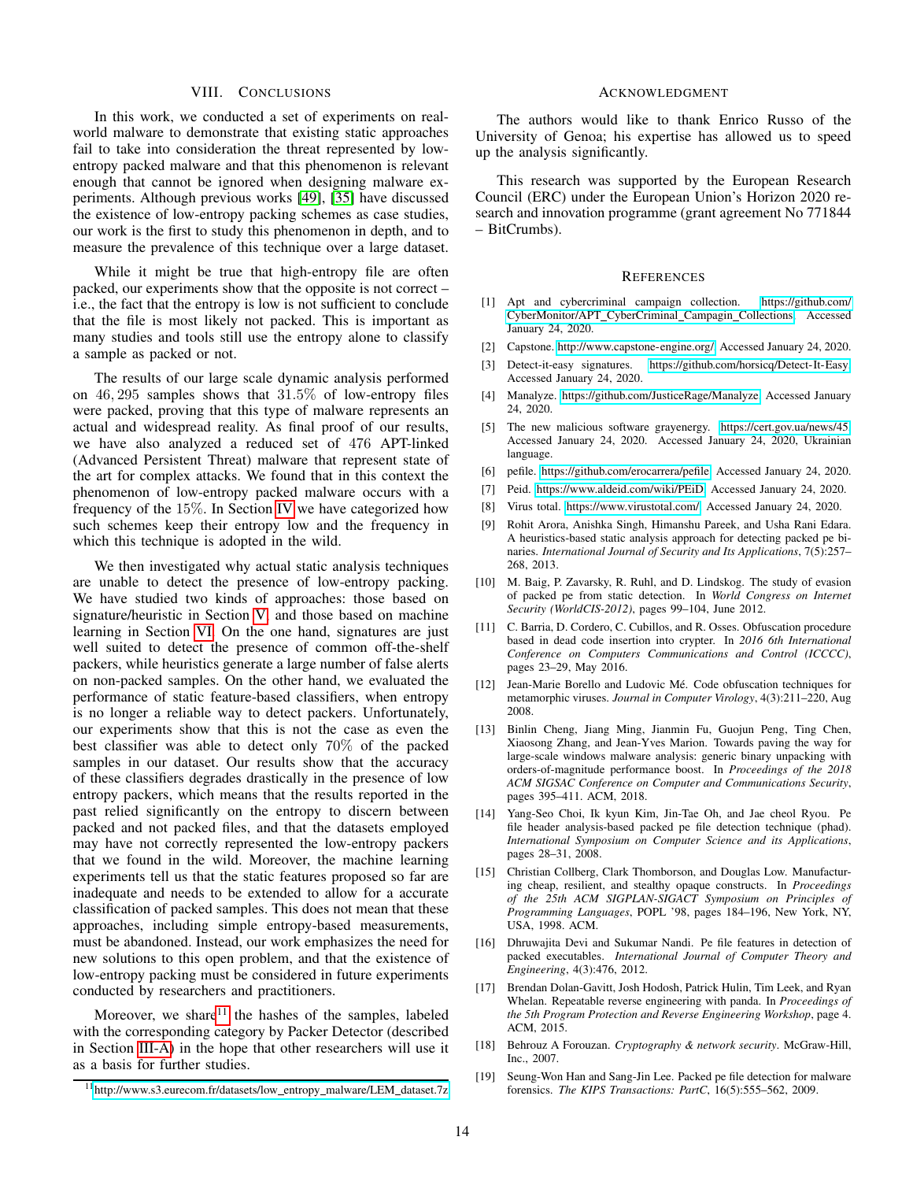## VIII. Conclusions

In this work, we conducted a set of experiments on real-world malware to demonstrate that existing static approaches fail to take into consideration the threat represented by low-entropy packed malware and that this phenomenon is relevant enough that cannot be ignored when designing malware experiments. Although previous works [49], [35] have discussed the existence of low-entropy packing schemes as case studies, our work is the first to study this phenomenon in depth, and to measure the prevalence of this technique over a large dataset.

While it might be true that high-entropy file are often packed, our experiments show that the opposite is not correct – i.e., the fact that the entropy is low is not sufficient to conclude that the file is most likely not packed. This is important as many studies and tools still use the entropy alone to classify a sample as packed or not.

The results of our large scale dynamic analysis performed on $46,295$ samples shows that $31.5\%$ of low-entropy files were packed, proving that this type of malware represents an actual and widespread reality. As final proof of our results, we have also analyzed a reduced set of $476$ APT-linked (Advanced Persistent Threat) malware that represent state of the art for complex attacks. We found that in this context the phenomenon of low-entropy packed malware occurs with a frequency of the $15\%$. In Section IV we have categorized how such schemes keep their entropy low and the frequency in which this technique is adopted in the wild.

We then investigated why actual static analysis techniques are unable to detect the presence of low-entropy packing. We have studied two kinds of approaches: those based on signature/heuristic in Section V and those based on machine learning in Section VI. On the one hand, signatures are just well suited to detect the presence of common off-the-shelf packers, while heuristics generate a large number of false alerts on non-packed samples. On the other hand, we evaluated the performance of static feature-based classifiers, when entropy is no longer a reliable way to detect packers. Unfortunately, our experiments show that this is not the case as even the best classifier was able to detect only $70\%$ of the packed samples in our dataset. Our results show that the accuracy of these classifiers degrades drastically in the presence of low entropy packers, which means that the results reported in the past relied significantly on the entropy to discern between packed and not packed files, and that the datasets employed may have not correctly represented the low-entropy packers that we found in the wild. Moreover, the machine learning experiments tell us that the static features proposed so far are inadequate and needs to be extended to allow for a accurate classification of packed samples. This does not mean that these approaches, including simple entropy-based measurements, must be abandoned. Instead, our work emphasizes the need for new solutions to this open problem, and that the existence of low-entropy packing must be considered in future experiments conducted by researchers and practitioners.

Moreover, we share[11] the hashes of the samples, labeled with the corresponding category by Packer Detector (described in Section III-A) in the hope that other researchers will use it as a basis for further studies.

[11] http://www.s3.eurecom.fr/datasets/low_entropy_malware/LEM_dataset.7z

## Acknowledgment

The authors would like to thank Enrico Russo of the University of Genoa; his expertise has allowed us to speed up the analysis significantly.

This research was supported by the European Research Council (ERC) under the European Union's Horizon 2020 research and innovation programme (grant agreement No 771844 – BitCrumbs).

## References

[1] Apt and cybercriminal campaign collection. https://github.com/CyberMonitor/APT_CyberCriminal_Campagin_Collections. Accessed January 24, 2020.

[2] Capstone. http://www.capstone-engine.org/. Accessed January 24, 2020.

[3] Detect-it-easy signatures. https://github.com/horsicq/Detect-It-Easy. Accessed January 24, 2020.

[4] Manalyze. https://github.com/JusticeRage/Manalyze. Accessed January 24, 2020.

[5] The new malicious software grayenergy. https://cert.gov.ua/news/45. Accessed January 24, 2020. Accessed January 24, 2020, Ukrainian language.

[6] pefile. https://github.com/erocarrera/pefile. Accessed January 24, 2020.

[7] Peid. https://www.aldeid.com/wiki/PEiD. Accessed January 24, 2020.

[8] Virus total. https://www.virustotal.com/. Accessed January 24, 2020.

[9] Rohit Arora, Anishka Singh, Himanshu Pareek, and Usha Rani Edara. A heuristics-based static analysis approach for detecting packed pe binaries. *International Journal of Security and Its Applications*, 7(5):257–268, 2013.

[10] M. Baig, P. Zavarsky, R. Ruhl, and D. Lindskog. The study of evasion of packed pe from static detection. In *World Congress on Internet Security (WorldCIS-2012)*, pages 99–104, June 2012.

[11] C. Barria, D. Cordero, C. Cubillos, and R. Osses. Obfuscation procedure based in dead code insertion into crypter. In *2016 6th International Conference on Computers Communications and Control (ICCCC)*, pages 23–29, May 2016.

[12] Jean-Marie Borello and Ludovic Mé. Code obfuscation techniques for metamorphic viruses. *Journal in Computer Virology*, 4(3):211–220, Aug 2008.

[13] Binlin Cheng, Jiang Ming, Jianmin Fu, Guojun Peng, Ting Chen, Xiaosong Zhang, and Jean-Yves Marion. Towards paving the way for large-scale windows malware analysis: generic binary unpacking with orders-of-magnitude performance boost. In *Proceedings of the 2018 ACM SIGSAC Conference on Computer and Communications Security*, pages 395–411. ACM, 2018.

[14] Yang-Seo Choi, Ik kyun Kim, Jin-Tae Oh, and Jae cheol Ryou. Pe file header analysis-based packed pe file detection technique (phad). *International Symposium on Computer Science and its Applications*, pages 28–31, 2008.

[15] Christian Collberg, Clark Thomborson, and Douglas Low. Manufacturing cheap, resilient, and stealthy opaque constructs. In *Proceedings of the 25th ACM SIGPLAN-SIGACT Symposium on Principles of Programming Languages*, POPL '98, pages 184–196, New York, NY, USA, 1998. ACM.

[16] Dhruwajita Devi and Sukumar Nandi. Pe file features in detection of packed executables. *International Journal of Computer Theory and Engineering*, 4(3):476, 2012.

[17] Brendan Dolan-Gavitt, Josh Hodosh, Patrick Hulin, Tim Leek, and Ryan Whelan. Repeatable reverse engineering with panda. In *Proceedings of the 5th Program Protection and Reverse Engineering Workshop*, page 4. ACM, 2015.

[18] Behrouz A Forouzan. *Cryptography & network security*. McGraw-Hill, Inc., 2007.

[19] Seung-Won Han and Sang-Jin Lee. Packed pe file detection for malware forensics. *The KIPS Transactions: PartC*, 16(5):555–562, 2009.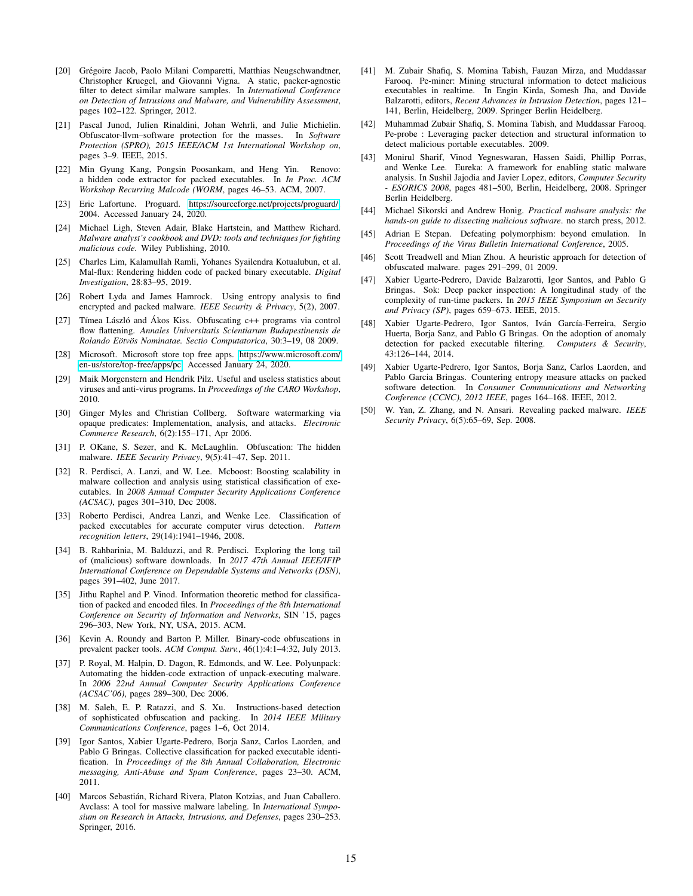[20] Grégoire Jacob, Paolo Milani Comparetti, Matthias Neugschwandtner, Christopher Kruegel, and Giovanni Vigna. A static, packer-agnostic filter to detect similar malware samples. In *International Conference on Detection of Intrusions and Malware, and Vulnerability Assessment*, pages 102–122. Springer, 2012.

[21] Pascal Junod, Julien Rinaldini, Johan Wehrli, and Julie Michielin. Obfuscator-llvm–software protection for the masses. In *Software Protection (SPRO), 2015 IEEE/ACM 1st International Workshop on*, pages 3–9. IEEE, 2015.

[22] Min Gyung Kang, Pongsin Poosankam, and Heng Yin. Renovo: a hidden code extractor for packed executables. In *In Proc. ACM Workshop Recurring Malcode (WORM*, pages 46–53. ACM, 2007.

[23] Eric Lafortune. Proguard. https://sourceforge.net/projects/proguard/, 2004. Accessed January 24, 2020.

[24] Michael Ligh, Steven Adair, Blake Hartstein, and Matthew Richard. *Malware analyst's cookbook and DVD: tools and techniques for fighting malicious code*. Wiley Publishing, 2010.

[25] Charles Lim, Kalamullah Ramli, Yohanes Syailendra Kotualubun, et al. Mal-flux: Rendering hidden code of packed binary executable. *Digital Investigation*, 28:83–95, 2019.

[26] Robert Lyda and James Hamrock. Using entropy analysis to find encrypted and packed malware. *IEEE Security & Privacy*, 5(2), 2007.

[27] Tímea László and Ákos Kiss. Obfuscating c++ programs via control flow flattening. *Annales Universitatis Scientiarum Budapestinensis de Rolando Eötvös Nominatae. Sectio Computatorica*, 30:3–19, 08 2009.

[28] Microsoft. Microsoft store top free apps. https://www.microsoft.com/en-us/store/top-free/apps/pc. Accessed January 24, 2020.

[29] Maik Morgenstern and Hendrik Pilz. Useful and useless statistics about viruses and anti-virus programs. In *Proceedings of the CARO Workshop*, 2010.

[30] Ginger Myles and Christian Collberg. Software watermarking via opaque predicates: Implementation, analysis, and attacks. *Electronic Commerce Research*, 6(2):155–171, Apr 2006.

[31] P. OKane, S. Sezer, and K. McLaughlin. Obfuscation: The hidden malware. *IEEE Security Privacy*, 9(5):41–47, Sep. 2011.

[32] R. Perdisci, A. Lanzi, and W. Lee. Mcboost: Boosting scalability in malware collection and analysis using statistical classification of executables. In *2008 Annual Computer Security Applications Conference (ACSAC)*, pages 301–310, Dec 2008.

[33] Roberto Perdisci, Andrea Lanzi, and Wenke Lee. Classification of packed executables for accurate computer virus detection. *Pattern recognition letters*, 29(14):1941–1946, 2008.

[34] B. Rahbarinia, M. Balduzzi, and R. Perdisci. Exploring the long tail of (malicious) software downloads. In *2017 47th Annual IEEE/IFIP International Conference on Dependable Systems and Networks (DSN)*, pages 391–402, June 2017.

[35] Jithu Raphel and P. Vinod. Information theoretic method for classification of packed and encoded files. In *Proceedings of the 8th International Conference on Security of Information and Networks*, SIN '15, pages 296–303, New York, NY, USA, 2015. ACM.

[36] Kevin A. Roundy and Barton P. Miller. Binary-code obfuscations in prevalent packer tools. *ACM Comput. Surv.*, 46(1):4:1–4:32, July 2013.

[37] P. Royal, M. Halpin, D. Dagon, R. Edmonds, and W. Lee. Polyunpack: Automating the hidden-code extraction of unpack-executing malware. In *2006 22nd Annual Computer Security Applications Conference (ACSAC'06)*, pages 289–300, Dec 2006.

[38] M. Saleh, E. P. Ratazzi, and S. Xu. Instructions-based detection of sophisticated obfuscation and packing. In *2014 IEEE Military Communications Conference*, pages 1–6, Oct 2014.

[39] Igor Santos, Xabier Ugarte-Pedrero, Borja Sanz, Carlos Laorden, and Pablo G Bringas. Collective classification for packed executable identification. In *Proceedings of the 8th Annual Collaboration, Electronic messaging, Anti-Abuse and Spam Conference*, pages 23–30. ACM, 2011.

[40] Marcos Sebastián, Richard Rivera, Platon Kotzias, and Juan Caballero. Avclass: A tool for massive malware labeling. In *International Symposium on Research in Attacks, Intrusions, and Defenses*, pages 230–253. Springer, 2016.

[41] M. Zubair Shafiq, S. Momina Tabish, Fauzan Mirza, and Muddassar Farooq. Pe-miner: Mining structural information to detect malicious executables in realtime. In Engin Kirda, Somesh Jha, and Davide Balzarotti, editors, *Recent Advances in Intrusion Detection*, pages 121–141, Berlin, Heidelberg, 2009. Springer Berlin Heidelberg.

[42] Muhammad Zubair Shafiq, S. Momina Tabish, and Muddassar Farooq. Pe-probe : Leveraging packer detection and structural information to detect malicious portable executables. 2009.

[43] Monirul Sharif, Vinod Yegneswaran, Hassen Saidi, Phillip Porras, and Wenke Lee. Eureka: A framework for enabling static malware analysis. In Sushil Jajodia and Javier Lopez, editors, *Computer Security - ESORICS 2008*, pages 481–500, Berlin, Heidelberg, 2008. Springer Berlin Heidelberg.

[44] Michael Sikorski and Andrew Honig. *Practical malware analysis: the hands-on guide to dissecting malicious software*. no starch press, 2012.

[45] Adrian E Stepan. Defeating polymorphism: beyond emulation. In *Proceedings of the Virus Bulletin International Conference*, 2005.

[46] Scott Treadwell and Mian Zhou. A heuristic approach for detection of obfuscated malware. pages 291–299, 01 2009.

[47] Xabier Ugarte-Pedrero, Davide Balzarotti, Igor Santos, and Pablo G Bringas. Sok: Deep packer inspection: A longitudinal study of the complexity of run-time packers. In *2015 IEEE Symposium on Security and Privacy (SP)*, pages 659–673. IEEE, 2015.

[48] Xabier Ugarte-Pedrero, Igor Santos, Iván García-Ferreira, Sergio Huerta, Borja Sanz, and Pablo G Bringas. On the adoption of anomaly detection for packed executable filtering. *Computers & Security*, 43:126–144, 2014.

[49] Xabier Ugarte-Pedrero, Igor Santos, Borja Sanz, Carlos Laorden, and Pablo Garcia Bringas. Countering entropy measure attacks on packed software detection. In *Consumer Communications and Networking Conference (CCNC), 2012 IEEE*, pages 164–168. IEEE, 2012.

[50] W. Yan, Z. Zhang, and N. Ansari. Revealing packed malware. *IEEE Security Privacy*, 6(5):65–69, Sep. 2008.